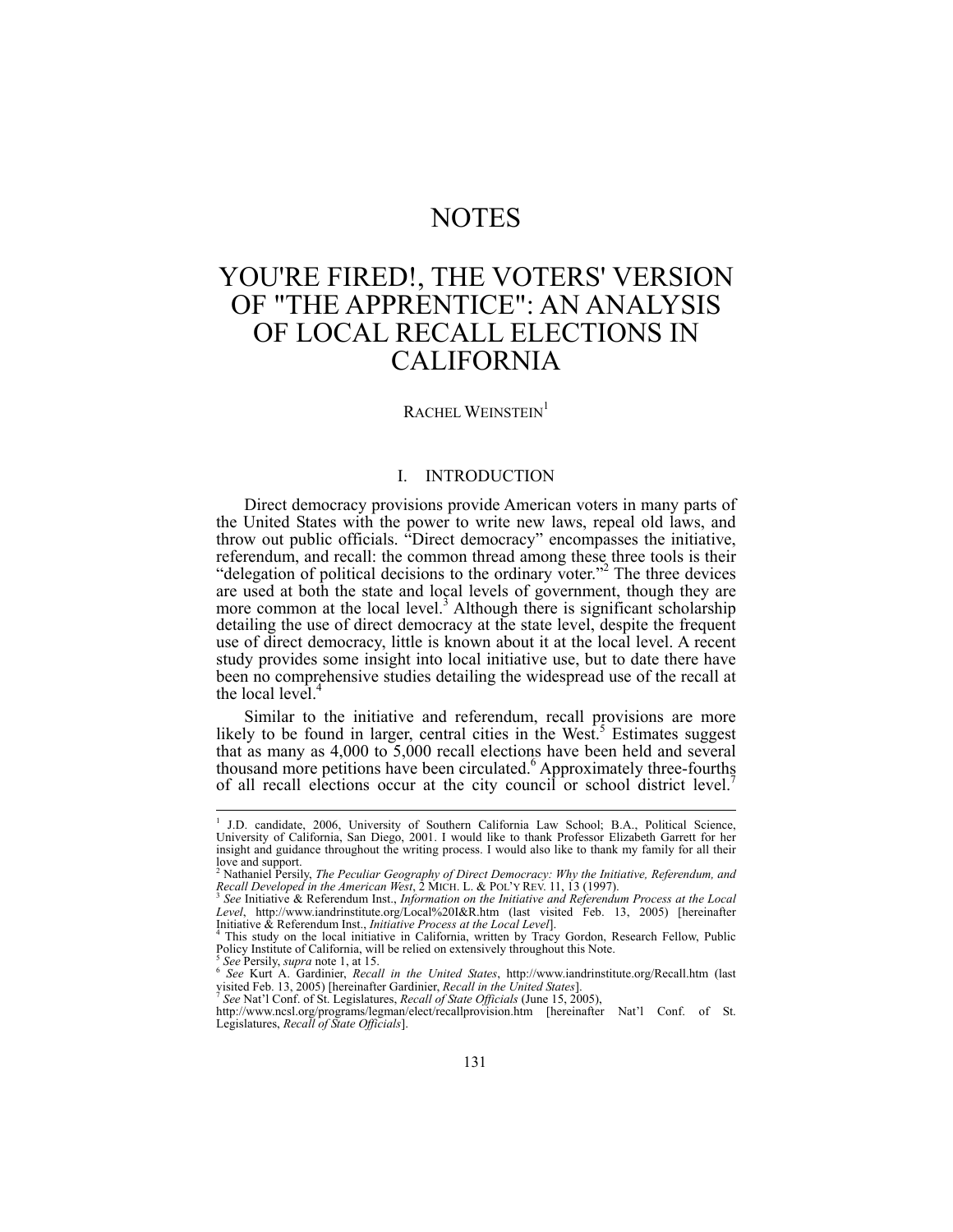# NOTES

# YOU'RE FIRED!, THE VOTERS' VERSION OF "THE APPRENTICE": AN ANALYSIS OF LOCAL RECALL ELECTIONS IN CALIFORNIA

RACHEL WEINSTEIN[1]

## I. INTRODUCTION

Direct democracy provisions provide American voters in many parts of the United States with the power to write new laws, repeal old laws, and throw out public officials. "Direct democracy" encompasses the initiative, referendum, and recall: the common thread among these three tools is their "delegation of political decisions to the ordinary voter."[2] The three devices are used at both the state and local levels of government, though they are more common at the local level.[3] Although there is significant scholarship detailing the use of direct democracy at the state level, despite the frequent use of direct democracy, little is known about it at the local level. A recent study provides some insight into local initiative use, but to date there have been no comprehensive studies detailing the widespread use of the recall at the local level.[4]

Similar to the initiative and referendum, recall provisions are more likely to be found in larger, central cities in the West.[5] Estimates suggest that as many as 4,000 to 5,000 recall elections have been held and several thousand more petitions have been circulated.[6] Approximately three-fourths of all recall elections occur at the city council or school district level.[7]

---

[1] J.D. candidate, 2006, University of Southern California Law School; B.A., Political Science, University of California, San Diego, 2001. I would like to thank Professor Elizabeth Garrett for her insight and guidance throughout the writing process. I would also like to thank my family for all their love and support.

[2] Nathaniel Persily, *The Peculiar Geography of Direct Democracy: Why the Initiative, Referendum, and Recall Developed in the American West*, 2 MICH. L. & POL'Y REV. 11, 13 (1997).

[3] *See* Initiative & Referendum Inst., *Information on the Initiative and Referendum Process at the Local Level*, http://www.iandrinstitute.org/Local%20I&R.htm (last visited Feb. 13, 2005) [hereinafter Initiative & Referendum Inst., *Initiative Process at the Local Level*].

[4] This study on the local initiative in California, written by Tracy Gordon, Research Fellow, Public Policy Institute of California, will be relied on extensively throughout this Note.

[5] *See* Persily, *supra* note 1, at 15.

[6] *See* Kurt A. Gardinier, *Recall in the United States*, http://www.iandrinstitute.org/Recall.htm (last visited Feb. 13, 2005) [hereinafter Gardinier, *Recall in the United States*].

[7] *See* Nat'l Conf. of St. Legislatures, *Recall of State Officials* (June 15, 2005), http://www.ncsl.org/programs/legman/elect/recallprovision.htm [hereinafter Nat'l Conf. of St. Legislatures, *Recall of State Officials*].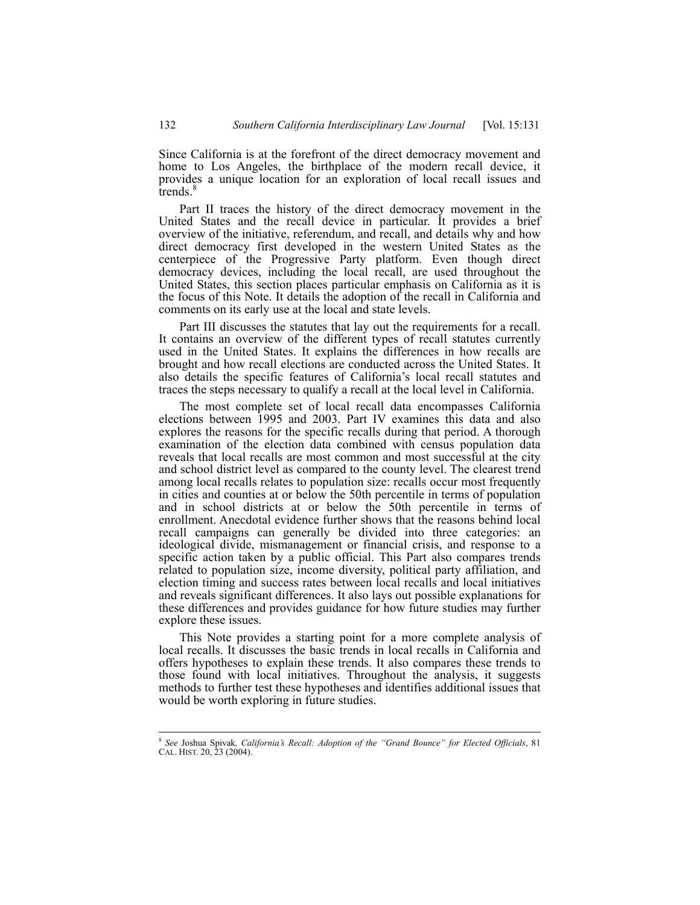Since California is at the forefront of the direct democracy movement and home to Los Angeles, the birthplace of the modern recall device, it provides a unique location for an exploration of local recall issues and trends.[8]

Part II traces the history of the direct democracy movement in the United States and the recall device in particular. It provides a brief overview of the initiative, referendum, and recall, and details why and how direct democracy first developed in the western United States as the centerpiece of the Progressive Party platform. Even though direct democracy devices, including the local recall, are used throughout the United States, this section places particular emphasis on California as it is the focus of this Note. It details the adoption of the recall in California and comments on its early use at the local and state levels.

Part III discusses the statutes that lay out the requirements for a recall. It contains an overview of the different types of recall statutes currently used in the United States. It explains the differences in how recalls are brought and how recall elections are conducted across the United States. It also details the specific features of California's local recall statutes and traces the steps necessary to qualify a recall at the local level in California.

The most complete set of local recall data encompasses California elections between 1995 and 2003. Part IV examines this data and also explores the reasons for the specific recalls during that period. A thorough examination of the election data combined with census population data reveals that local recalls are most common and most successful at the city and school district level as compared to the county level. The clearest trend among local recalls relates to population size: recalls occur most frequently in cities and counties at or below the 50th percentile in terms of population and in school districts at or below the 50th percentile in terms of enrollment. Anecdotal evidence further shows that the reasons behind local recall campaigns can generally be divided into three categories: an ideological divide, mismanagement or financial crisis, and response to a specific action taken by a public official. This Part also compares trends related to population size, income diversity, political party affiliation, and election timing and success rates between local recalls and local initiatives and reveals significant differences. It also lays out possible explanations for these differences and provides guidance for how future studies may further explore these issues.

This Note provides a starting point for a more complete analysis of local recalls. It discusses the basic trends in local recalls in California and offers hypotheses to explain these trends. It also compares these trends to those found with local initiatives. Throughout the analysis, it suggests methods to further test these hypotheses and identifies additional issues that would be worth exploring in future studies.

---

[8] *See* Joshua Spivak, *California's Recall: Adoption of the "Grand Bounce" for Elected Officials*, 81 CAL. HIST. 20, 23 (2004).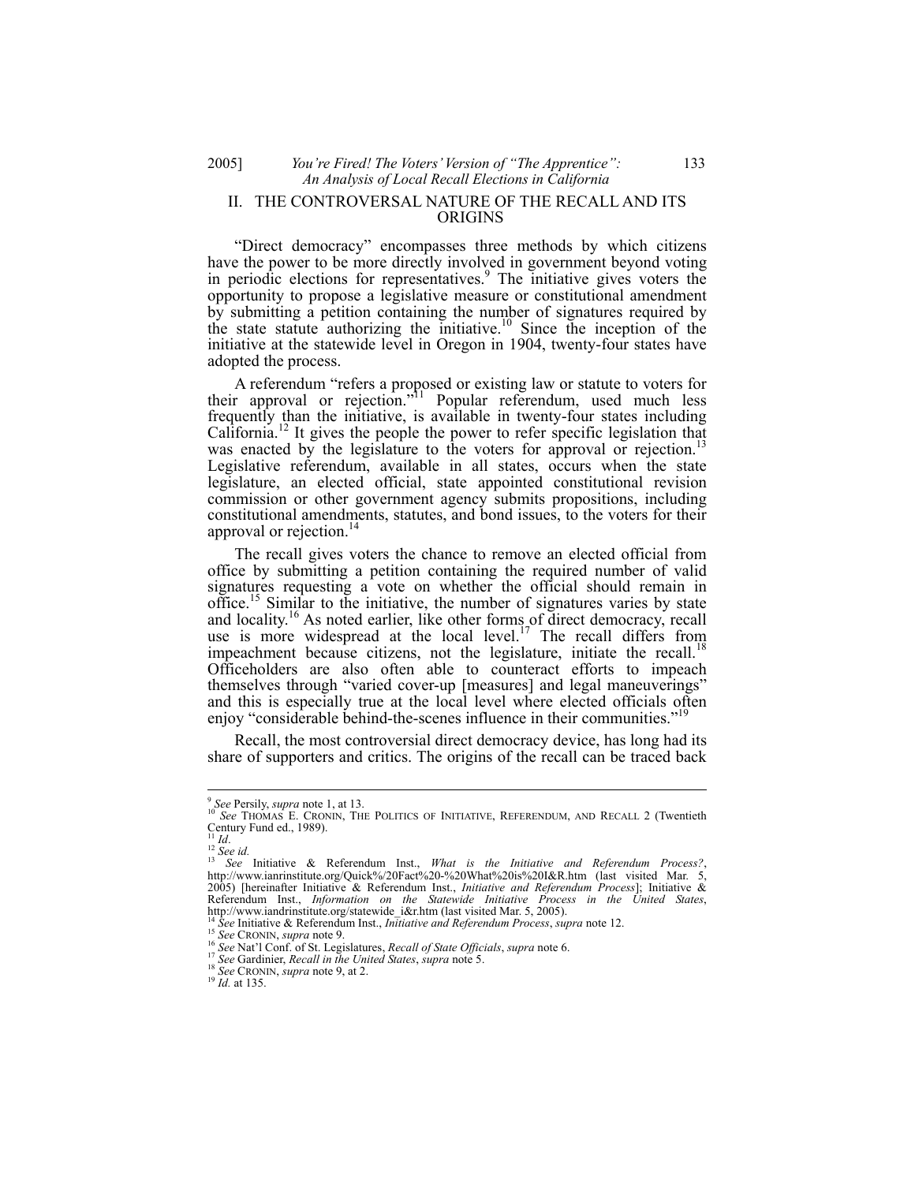## II. THE CONTROVERSAL NATURE OF THE RECALL AND ITS ORIGINS

"Direct democracy" encompasses three methods by which citizens have the power to be more directly involved in government beyond voting in periodic elections for representatives.[9] The initiative gives voters the opportunity to propose a legislative measure or constitutional amendment by submitting a petition containing the number of signatures required by the state statute authorizing the initiative.[10] Since the inception of the initiative at the statewide level in Oregon in 1904, twenty-four states have adopted the process.

A referendum "refers a proposed or existing law or statute to voters for their approval or rejection."[11] Popular referendum, used much less frequently than the initiative, is available in twenty-four states including California.[12] It gives the people the power to refer specific legislation that was enacted by the legislature to the voters for approval or rejection.[13] Legislative referendum, available in all states, occurs when the state legislature, an elected official, state appointed constitutional revision commission or other government agency submits propositions, including constitutional amendments, statutes, and bond issues, to the voters for their approval or rejection.[14]

The recall gives voters the chance to remove an elected official from office by submitting a petition containing the required number of valid signatures requesting a vote on whether the official should remain in office.[15] Similar to the initiative, the number of signatures varies by state and locality.[16] As noted earlier, like other forms of direct democracy, recall use is more widespread at the local level.[17] The recall differs from impeachment because citizens, not the legislature, initiate the recall.[18] Officeholders are also often able to counteract efforts to impeach themselves through "varied cover-up [measures] and legal maneuverings" and this is especially true at the local level where elected officials often enjoy "considerable behind-the-scenes influence in their communities."[19]

Recall, the most controversial direct democracy device, has long had its share of supporters and critics. The origins of the recall can be traced back

---

[9] *See* Persily, *supra* note 1, at 13.

[10] *See* THOMAS E. CRONIN, THE POLITICS OF INITIATIVE, REFERENDUM, AND RECALL 2 (Twentieth Century Fund ed., 1989).

[11] *Id*.

[12] *See id.*

[13] *See* Initiative & Referendum Inst., *What is the Initiative and Referendum Process?*, http://www.ianrinstitute.org/Quick%/20Fact%20-%20What%20is%20I&R.htm (last visited Mar. 5, 2005) [hereinafter Initiative & Referendum Inst., *Initiative and Referendum Process*]; Initiative & Referendum Inst., *Information on the Statewide Initiative Process in the United States*, http://www.iandrinstitute.org/statewide_i&r.htm (last visited Mar. 5, 2005).

[14] *See* Initiative & Referendum Inst., *Initiative and Referendum Process*, *supra* note 12.

[15] *See* CRONIN, *supra* note 9.

[16] *See* Nat'l Conf. of St. Legislatures, *Recall of State Officials*, *supra* note 6.

[17] *See* Gardinier, *Recall in the United States*, *supra* note 5.

[18] *See* CRONIN, *supra* note 9, at 2.

[19] *Id.* at 135.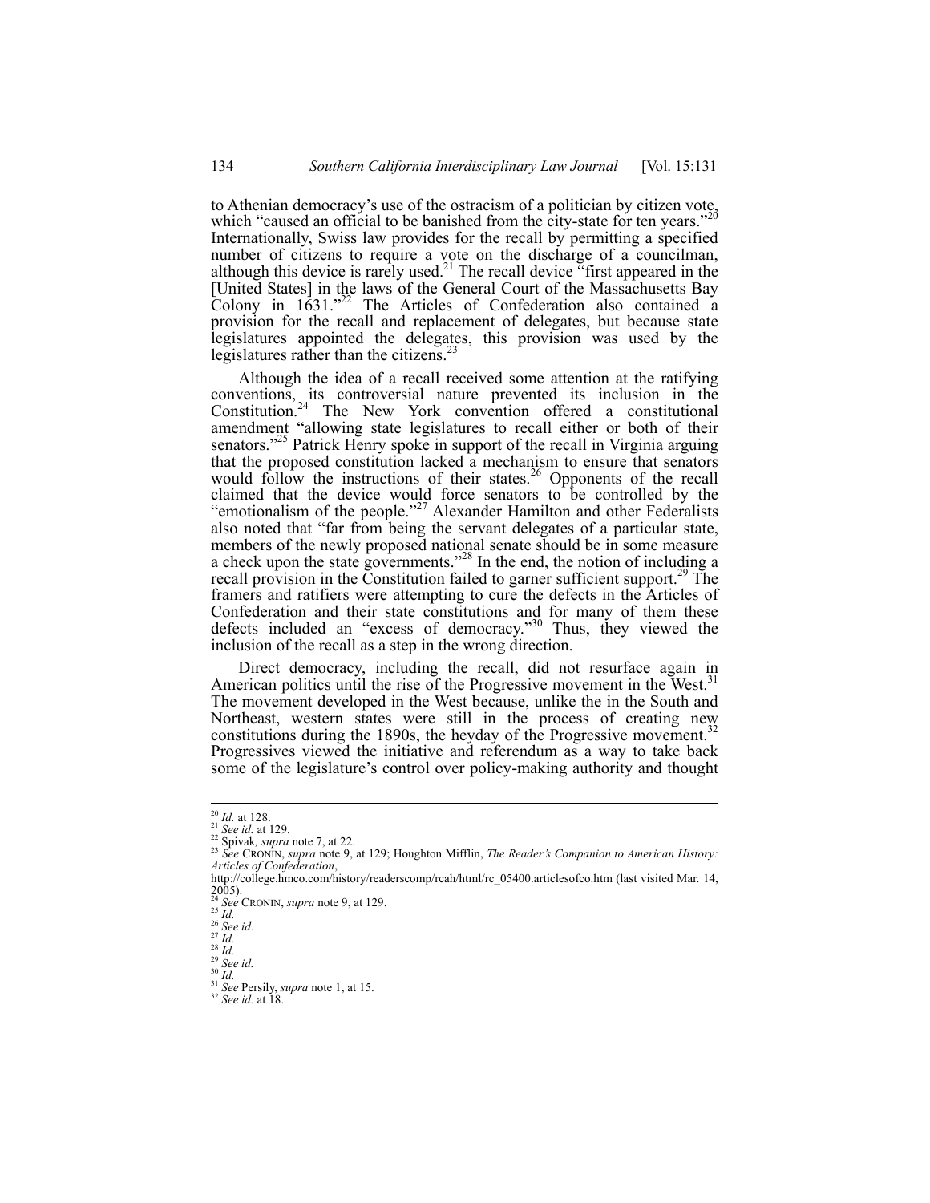to Athenian democracy's use of the ostracism of a politician by citizen vote, which "caused an official to be banished from the city-state for ten years."[20] Internationally, Swiss law provides for the recall by permitting a specified number of citizens to require a vote on the discharge of a councilman, although this device is rarely used.[21] The recall device "first appeared in the [United States] in the laws of the General Court of the Massachusetts Bay Colony in 1631."[22] The Articles of Confederation also contained a provision for the recall and replacement of delegates, but because state legislatures appointed the delegates, this provision was used by the legislatures rather than the citizens.[23]

Although the idea of a recall received some attention at the ratifying conventions, its controversial nature prevented its inclusion in the Constitution.[24] The New York convention offered a constitutional amendment "allowing state legislatures to recall either or both of their senators."[25] Patrick Henry spoke in support of the recall in Virginia arguing that the proposed constitution lacked a mechanism to ensure that senators would follow the instructions of their states.[26] Opponents of the recall claimed that the device would force senators to be controlled by the "emotionalism of the people."[27] Alexander Hamilton and other Federalists also noted that "far from being the servant delegates of a particular state, members of the newly proposed national senate should be in some measure a check upon the state governments."[28] In the end, the notion of including a recall provision in the Constitution failed to garner sufficient support.[29] The framers and ratifiers were attempting to cure the defects in the Articles of Confederation and their state constitutions and for many of them these defects included an "excess of democracy."[30] Thus, they viewed the inclusion of the recall as a step in the wrong direction.

Direct democracy, including the recall, did not resurface again in American politics until the rise of the Progressive movement in the West.[31] The movement developed in the West because, unlike the in the South and Northeast, western states were still in the process of creating new constitutions during the 1890s, the heyday of the Progressive movement.[32] Progressives viewed the initiative and referendum as a way to take back some of the legislature's control over policy-making authority and thought

---

[20] *Id.* at 128.
[21] *See id.* at 129.
[22] Spivak, *supra* note 7, at 22.
[23] *See* CRONIN, *supra* note 9, at 129; Houghton Mifflin, *The Reader's Companion to American History: Articles of Confederation*, http://college.hmco.com/history/readerscomp/rcah/html/rc_05400.articlesofco.htm (last visited Mar. 14, 2005).
[24] *See* CRONIN, *supra* note 9, at 129.
[25] *Id.*
[26] *See id.*
[27] *Id.*
[28] *Id.*
[29] *See id.*
[30] *Id.*
[31] *See* Persily, *supra* note 1, at 15.
[32] *See id.* at 18.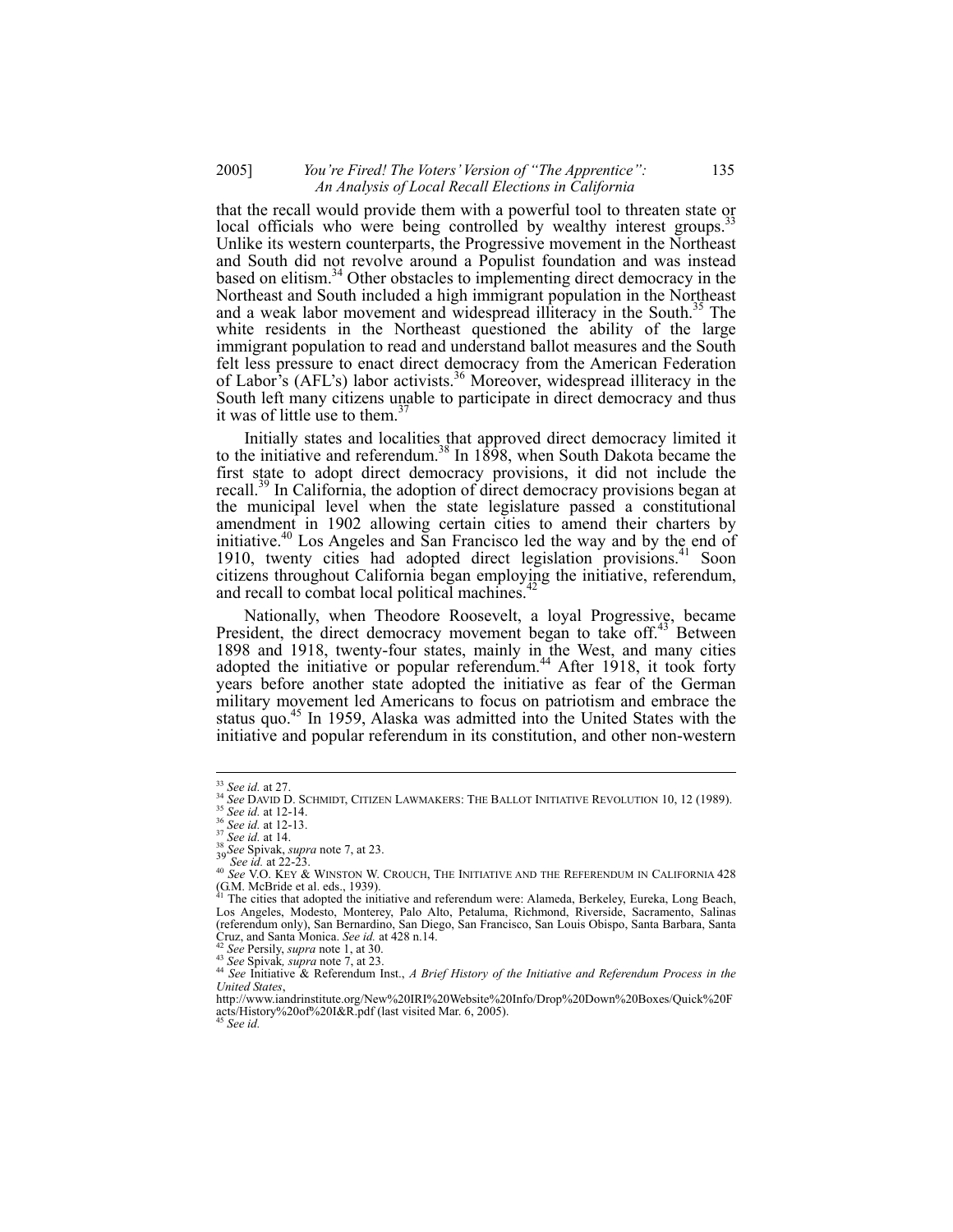that the recall would provide them with a powerful tool to threaten state or local officials who were being controlled by wealthy interest groups.[33] Unlike its western counterparts, the Progressive movement in the Northeast and South did not revolve around a Populist foundation and was instead based on elitism.[34] Other obstacles to implementing direct democracy in the Northeast and South included a high immigrant population in the Northeast and a weak labor movement and widespread illiteracy in the South.[35] The white residents in the Northeast questioned the ability of the large immigrant population to read and understand ballot measures and the South felt less pressure to enact direct democracy from the American Federation of Labor's (AFL's) labor activists.[36] Moreover, widespread illiteracy in the South left many citizens unable to participate in direct democracy and thus it was of little use to them.[37]

Initially states and localities that approved direct democracy limited it to the initiative and referendum.[38] In 1898, when South Dakota became the first state to adopt direct democracy provisions, it did not include the recall.[39] In California, the adoption of direct democracy provisions began at the municipal level when the state legislature passed a constitutional amendment in 1902 allowing certain cities to amend their charters by initiative.[40] Los Angeles and San Francisco led the way and by the end of 1910, twenty cities had adopted direct legislation provisions.[41] Soon citizens throughout California began employing the initiative, referendum, and recall to combat local political machines.[42]

Nationally, when Theodore Roosevelt, a loyal Progressive, became President, the direct democracy movement began to take off.[43] Between 1898 and 1918, twenty-four states, mainly in the West, and many cities adopted the initiative or popular referendum.[44] After 1918, it took forty years before another state adopted the initiative as fear of the German military movement led Americans to focus on patriotism and embrace the status quo.[45] In 1959, Alaska was admitted into the United States with the initiative and popular referendum in its constitution, and other non-western

---

[33] *See id.* at 27.

[34] *See* DAVID D. SCHMIDT, CITIZEN LAWMAKERS: THE BALLOT INITIATIVE REVOLUTION 10, 12 (1989).

[35] *See id.* at 12-14.

[36] *See id.* at 12-13.

[37] *See id.* at 14.

[38] *See* Spivak, *supra* note 7, at 23.

[39] *See id.* at 22-23.

[40] *See* V.O. KEY & WINSTON W. CROUCH, THE INITIATIVE AND THE REFERENDUM IN CALIFORNIA 428 (G.M. McBride et al. eds., 1939).

[41] The cities that adopted the initiative and referendum were: Alameda, Berkeley, Eureka, Long Beach, Los Angeles, Modesto, Monterey, Palo Alto, Petaluma, Richmond, Riverside, Sacramento, Salinas (referendum only), San Bernardino, San Diego, San Francisco, San Luis Obispo, Santa Barbara, Santa Cruz, and Santa Monica. *See id.* at 428 n.14.

[42] *See* Persily, *supra* note 1, at 30.

[43] *See* Spivak*, supra* note 7, at 23.

[44] *See* Initiative & Referendum Inst., *A Brief History of the Initiative and Referendum Process in the United States*, http://www.iandrinstitute.org/New%20IRI%20Website%20Info/Drop%20Down%20Boxes/Quick%20Facts/History%20of%20I&R.pdf (last visited Mar. 6, 2005).

[45] *See id.*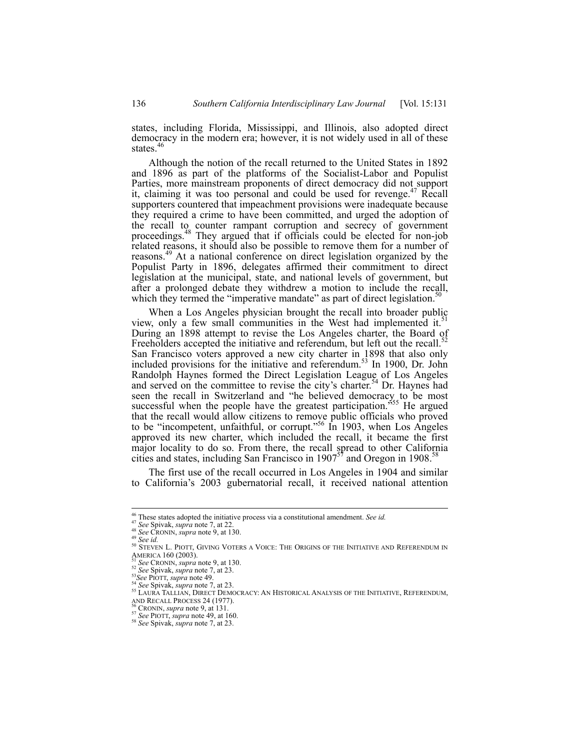states, including Florida, Mississippi, and Illinois, also adopted direct democracy in the modern era; however, it is not widely used in all of these states.[46]

Although the notion of the recall returned to the United States in 1892 and 1896 as part of the platforms of the Socialist-Labor and Populist Parties, more mainstream proponents of direct democracy did not support it, claiming it was too personal and could be used for revenge.[47] Recall supporters countered that impeachment provisions were inadequate because they required a crime to have been committed, and urged the adoption of the recall to counter rampant corruption and secrecy of government proceedings.[48] They argued that if officials could be elected for non-job related reasons, it should also be possible to remove them for a number of reasons.[49] At a national conference on direct legislation organized by the Populist Party in 1896, delegates affirmed their commitment to direct legislation at the municipal, state, and national levels of government, but after a prolonged debate they withdrew a motion to include the recall, which they termed the "imperative mandate" as part of direct legislation.[50]

When a Los Angeles physician brought the recall into broader public view, only a few small communities in the West had implemented it.[51] During an 1898 attempt to revise the Los Angeles charter, the Board of Freeholders accepted the initiative and referendum, but left out the recall.[52] San Francisco voters approved a new city charter in 1898 that also only included provisions for the initiative and referendum.[53] In 1900, Dr. John Randolph Haynes formed the Direct Legislation League of Los Angeles and served on the committee to revise the city's charter.[54] Dr. Haynes had seen the recall in Switzerland and "he believed democracy to be most successful when the people have the greatest participation."[55] He argued that the recall would allow citizens to remove public officials who proved to be "incompetent, unfaithful, or corrupt."[56] In 1903, when Los Angeles approved its new charter, which included the recall, it became the first major locality to do so. From there, the recall spread to other California cities and states, including San Francisco in 1907[57] and Oregon in 1908.[58]

The first use of the recall occurred in Los Angeles in 1904 and similar to California's 2003 gubernatorial recall, it received national attention

---

[46] These states adopted the initiative process via a constitutional amendment. *See id.*

[47] *See* Spivak, *supra* note 7, at 22.

[48] *See* CRONIN, *supra* note 9, at 130.

[49] *See id.*

[50] STEVEN L. PIOTT, GIVING VOTERS A VOICE: THE ORIGINS OF THE INITIATIVE AND REFERENDUM IN AMERICA 160 (2003).

[51] *See* CRONIN, *supra* note 9, at 130.

[52] *See* Spivak, *supra* note 7, at 23.

[53] *See* PIOTT, *supra* note 49.

[54] *See* Spivak, *supra* note 7, at 23.

[55] LAURA TALLIAN, DIRECT DEMOCRACY: AN HISTORICAL ANALYSIS OF THE INITIATIVE, REFERENDUM, AND RECALL PROCESS 24 (1977).

[56] CRONIN, *supra* note 9, at 131.

[57] *See* PIOTT, *supra* note 49, at 160.

[58] *See* Spivak, *supra* note 7, at 23.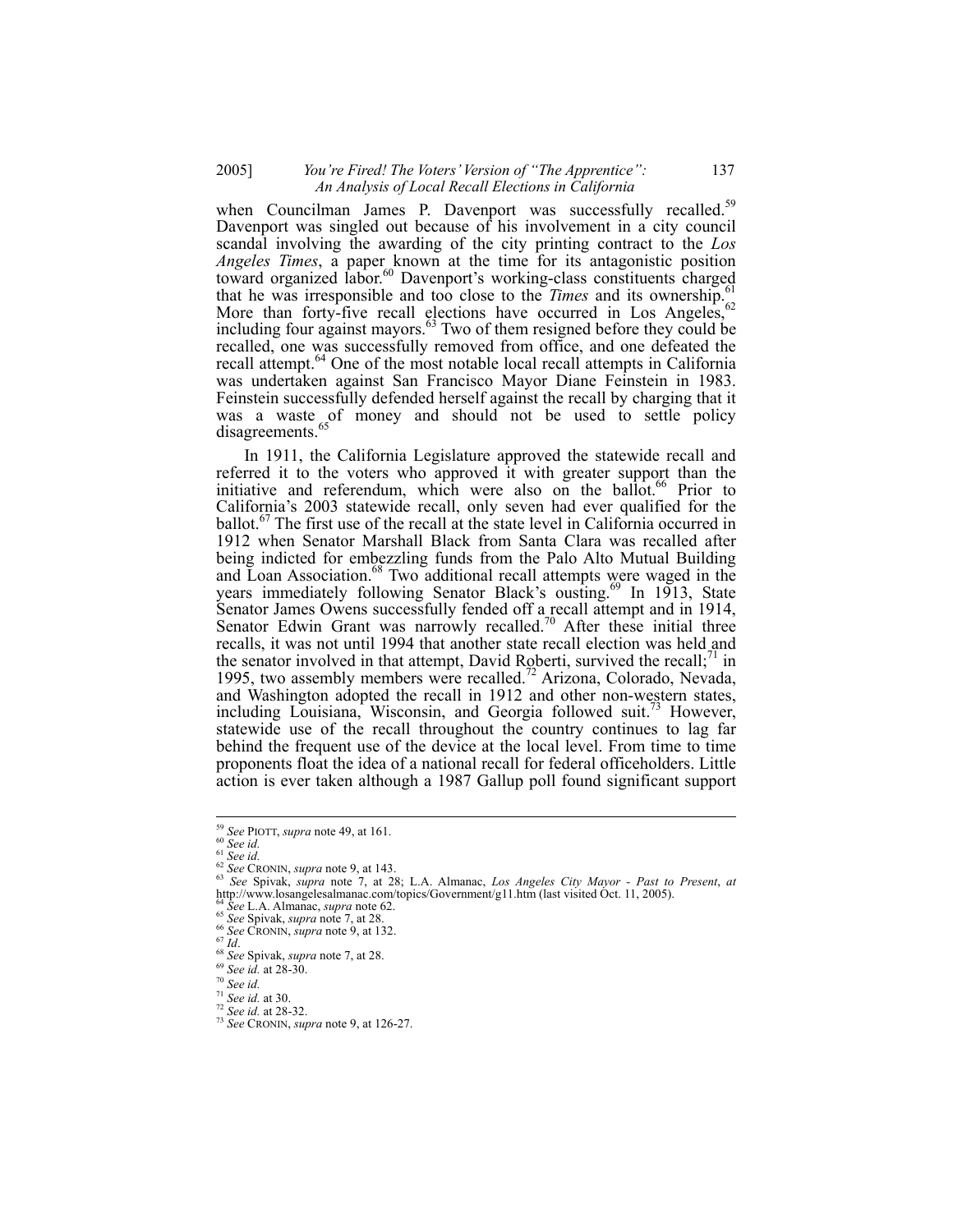when Councilman James P. Davenport was successfully recalled.[59] Davenport was singled out because of his involvement in a city council scandal involving the awarding of the city printing contract to the *Los Angeles Times*, a paper known at the time for its antagonistic position toward organized labor.[60] Davenport's working-class constituents charged that he was irresponsible and too close to the *Times* and its ownership.[61] More than forty-five recall elections have occurred in Los Angeles,[62] including four against mayors.[63] Two of them resigned before they could be recalled, one was successfully removed from office, and one defeated the recall attempt.[64] One of the most notable local recall attempts in California was undertaken against San Francisco Mayor Diane Feinstein in 1983. Feinstein successfully defended herself against the recall by charging that it was a waste of money and should not be used to settle policy disagreements.[65]

In 1911, the California Legislature approved the statewide recall and referred it to the voters who approved it with greater support than the initiative and referendum, which were also on the ballot.[66] Prior to California's 2003 statewide recall, only seven had ever qualified for the ballot.[67] The first use of the recall at the state level in California occurred in 1912 when Senator Marshall Black from Santa Clara was recalled after being indicted for embezzling funds from the Palo Alto Mutual Building and Loan Association.[68] Two additional recall attempts were waged in the years immediately following Senator Black's ousting.[69] In 1913, State Senator James Owens successfully fended off a recall attempt and in 1914, Senator Edwin Grant was narrowly recalled.[70] After these initial three recalls, it was not until 1994 that another state recall election was held and the senator involved in that attempt, David Roberti, survived the recall;[71] in 1995, two assembly members were recalled.[72] Arizona, Colorado, Nevada, and Washington adopted the recall in 1912 and other non-western states, including Louisiana, Wisconsin, and Georgia followed suit.[73] However, statewide use of the recall throughout the country continues to lag far behind the frequent use of the device at the local level. From time to time proponents float the idea of a national recall for federal officeholders. Little action is ever taken although a 1987 Gallup poll found significant support

---

[59] *See* PIOTT, *supra* note 49, at 161.
[60] *See id.*
[61] *See id.*
[62] *See* CRONIN, *supra* note 9, at 143.
[63] *See* Spivak, *supra* note 7, at 28; L.A. Almanac, *Los Angeles City Mayor - Past to Present*, *at* http://www.losangelesalmanac.com/topics/Government/g11.htm (last visited Oct. 11, 2005).
[64] *See* L.A. Almanac, *supra* note 62.
[65] *See* Spivak, *supra* note 7, at 28.
[66] *See* CRONIN, *supra* note 9, at 132.
[67] *Id*.
[68] *See* Spivak, *supra* note 7, at 28.
[69] *See id.* at 28-30.
[70] *See id.*
[71] *See id.* at 30.
[72] *See id.* at 28-32.
[73] *See* CRONIN, *supra* note 9, at 126-27.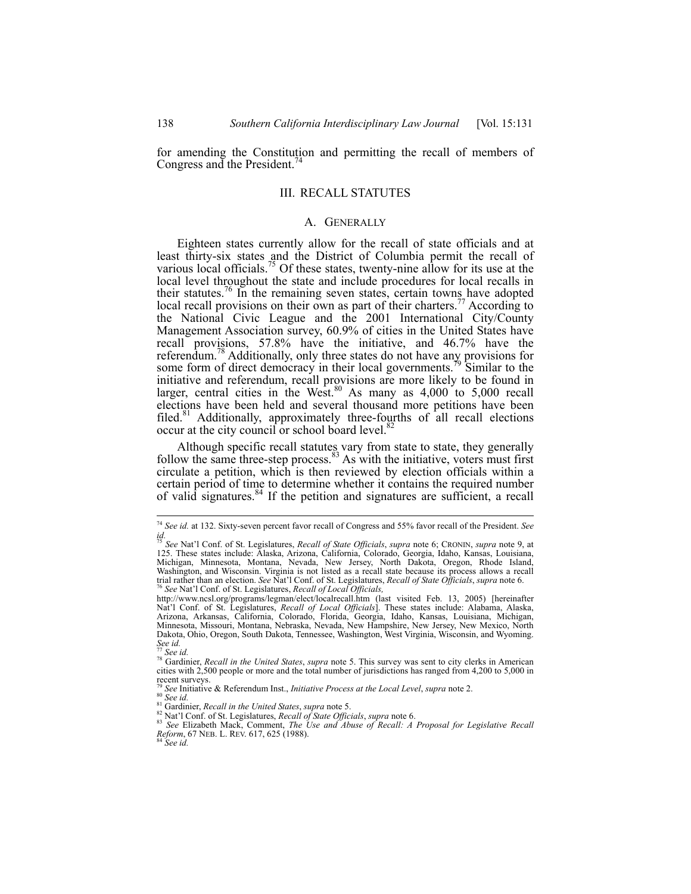for amending the Constitution and permitting the recall of members of Congress and the President.[74]

## III. RECALL STATUTES

### A. GENERALLY

Eighteen states currently allow for the recall of state officials and at least thirty-six states and the District of Columbia permit the recall of various local officials.[75] Of these states, twenty-nine allow for its use at the local level throughout the state and include procedures for local recalls in their statutes.[76] In the remaining seven states, certain towns have adopted local recall provisions on their own as part of their charters.[77] According to the National Civic League and the 2001 International City/County Management Association survey, 60.9% of cities in the United States have recall provisions, 57.8% have the initiative, and 46.7% have the referendum.[78] Additionally, only three states do not have any provisions for some form of direct democracy in their local governments.[79] Similar to the initiative and referendum, recall provisions are more likely to be found in larger, central cities in the West.[80] As many as 4,000 to 5,000 recall elections have been held and several thousand more petitions have been filed.[81] Additionally, approximately three-fourths of all recall elections occur at the city council or school board level.[82]

Although specific recall statutes vary from state to state, they generally follow the same three-step process.[83] As with the initiative, voters must first circulate a petition, which is then reviewed by election officials within a certain period of time to determine whether it contains the required number of valid signatures.[84] If the petition and signatures are sufficient, a recall

---

[74] *See id.* at 132. Sixty-seven percent favor recall of Congress and 55% favor recall of the President. *See id.*

[75] *See* Nat'l Conf. of St. Legislatures, *Recall of State Officials*, *supra* note 6; CRONIN, *supra* note 9, at 125. These states include: Alaska, Arizona, California, Colorado, Georgia, Idaho, Kansas, Louisiana, Michigan, Minnesota, Montana, Nevada, New Jersey, North Dakota, Oregon, Rhode Island, Washington, and Wisconsin. Virginia is not listed as a recall state because its process allows a recall trial rather than an election. *See* Nat'l Conf. of St. Legislatures, *Recall of State Officials*, *supra* note 6.

[76] *See* Nat'l Conf. of St. Legislatures, *Recall of Local Officials,* http://www.ncsl.org/programs/legman/elect/localrecall.htm (last visited Feb. 13, 2005) [hereinafter Nat'l Conf. of St. Legislatures, *Recall of Local Officials*]. These states include: Alabama, Alaska, Arizona, Arkansas, California, Colorado, Florida, Georgia, Idaho, Kansas, Louisiana, Michigan, Minnesota, Missouri, Montana, Nebraska, Nevada, New Hampshire, New Jersey, New Mexico, North Dakota, Ohio, Oregon, South Dakota, Tennessee, Washington, West Virginia, Wisconsin, and Wyoming. *See id.*

[77] *See id.*

[78] Gardinier, *Recall in the United States*, *supra* note 5. This survey was sent to city clerks in American cities with 2,500 people or more and the total number of jurisdictions has ranged from 4,200 to 5,000 in recent surveys.

[79] *See* Initiative & Referendum Inst., *Initiative Process at the Local Level*, *supra* note 2.

[80] *See id.*

[81] Gardinier, *Recall in the United States*, *supra* note 5.

[82] Nat'l Conf. of St. Legislatures, *Recall of State Officials*, *supra* note 6.

[83] *See* Elizabeth Mack, Comment, *The Use and Abuse of Recall: A Proposal for Legislative Recall Reform*, 67 NEB. L. REV. 617, 625 (1988).

[84] *See id.*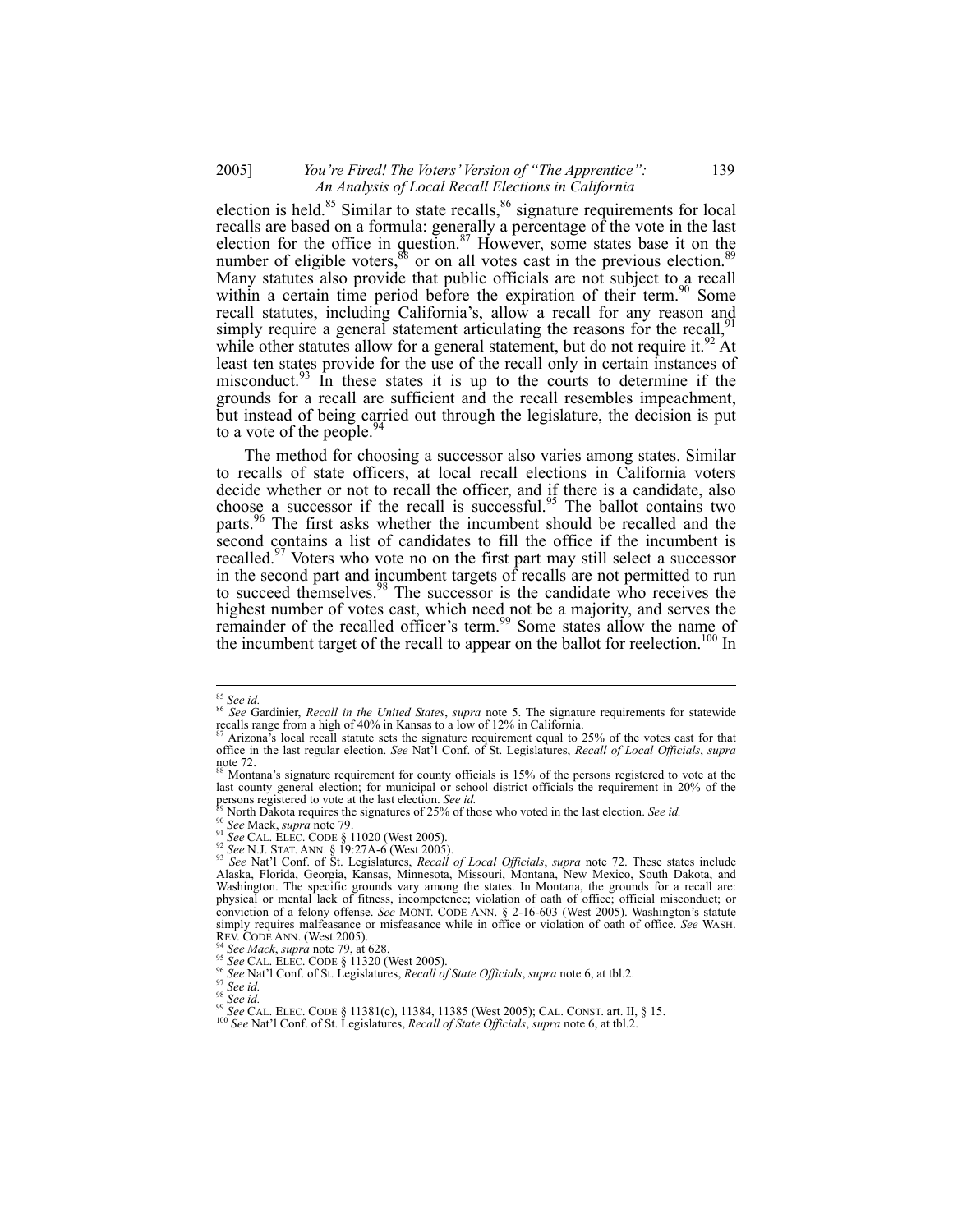election is held.[85] Similar to state recalls,[86] signature requirements for local recalls are based on a formula: generally a percentage of the vote in the last election for the office in question.[87] However, some states base it on the number of eligible voters,[88] or on all votes cast in the previous election.[89] Many statutes also provide that public officials are not subject to a recall within a certain time period before the expiration of their term.[90] Some recall statutes, including California's, allow a recall for any reason and simply require a general statement articulating the reasons for the recall,[91] while other statutes allow for a general statement, but do not require it.[92] At least ten states provide for the use of the recall only in certain instances of misconduct.[93] In these states it is up to the courts to determine if the grounds for a recall are sufficient and the recall resembles impeachment, but instead of being carried out through the legislature, the decision is put to a vote of the people.[94]

The method for choosing a successor also varies among states. Similar to recalls of state officers, at local recall elections in California voters decide whether or not to recall the officer, and if there is a candidate, also choose a successor if the recall is successful.[95] The ballot contains two parts.[96] The first asks whether the incumbent should be recalled and the second contains a list of candidates to fill the office if the incumbent is recalled.[97] Voters who vote no on the first part may still select a successor in the second part and incumbent targets of recalls are not permitted to run to succeed themselves.[98] The successor is the candidate who receives the highest number of votes cast, which need not be a majority, and serves the remainder of the recalled officer's term.[99] Some states allow the name of the incumbent target of the recall to appear on the ballot for reelection.[100] In

---

[85] *See id.*

[86] *See* Gardinier, *Recall in the United States*, *supra* note 5. The signature requirements for statewide recalls range from a high of 40% in Kansas to a low of 12% in California.

[87] Arizona's local recall statute sets the signature requirement equal to 25% of the votes cast for that office in the last regular election. *See* Nat'l Conf. of St. Legislatures, *Recall of Local Officials*, *supra* note 72.

[88] Montana's signature requirement for county officials is 15% of the persons registered to vote at the last county general election; for municipal or school district officials the requirement in 20% of the persons registered to vote at the last election. *See id.*

[89] North Dakota requires the signatures of 25% of those who voted in the last election. *See id.*

[90] *See* Mack, *supra* note 79.

[91] *See* CAL. ELEC. CODE § 11020 (West 2005).

[92] *See* N.J. STAT. ANN. § 19:27A-6 (West 2005).

[93] *See* Nat'l Conf. of St. Legislatures, *Recall of Local Officials*, *supra* note 72. These states include Alaska, Florida, Georgia, Kansas, Minnesota, Missouri, Montana, New Mexico, South Dakota, and Washington. The specific grounds vary among the states. In Montana, the grounds for a recall are: physical or mental lack of fitness, incompetence; violation of oath of office; official misconduct; or conviction of a felony offense. *See* MONT. CODE ANN. § 2-16-603 (West 2005). Washington's statute simply requires malfeasance or misfeasance while in office or violation of oath of office. *See* WASH. REV. CODE ANN. (West 2005).

[94] *See Mack*, *supra* note 79, at 628.

[95] *See* CAL. ELEC. CODE § 11320 (West 2005).

[96] *See* Nat'l Conf. of St. Legislatures, *Recall of State Officials*, *supra* note 6, at tbl.2.

[97] *See id.*

[98] *See id.*

[99] *See* CAL. ELEC. CODE § 11381(c), 11384, 11385 (West 2005); CAL. CONST. art. II, § 15.

[100] *See* Nat'l Conf. of St. Legislatures, *Recall of State Officials*, *supra* note 6, at tbl.2.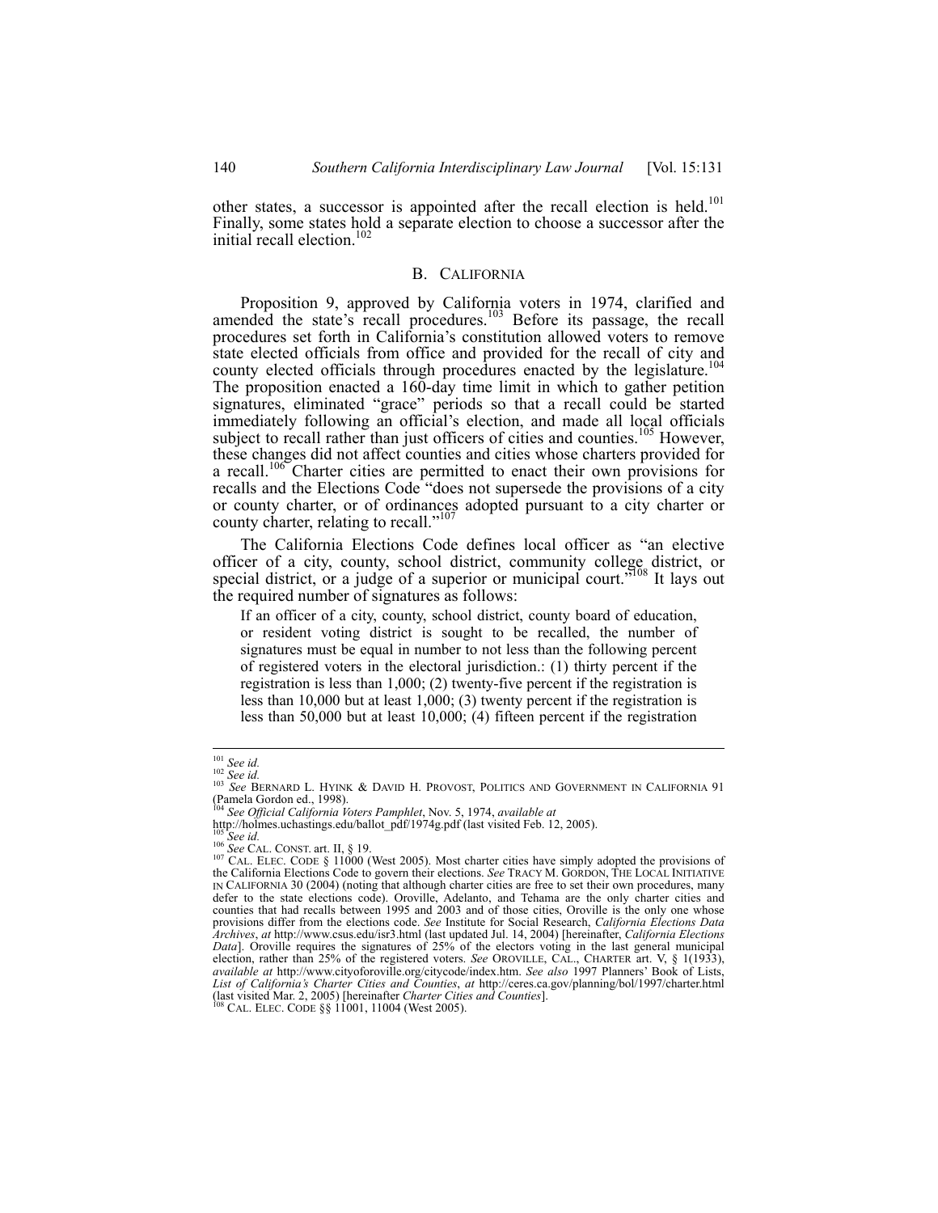other states, a successor is appointed after the recall election is held.[101] Finally, some states hold a separate election to choose a successor after the initial recall election.[102]

## B. CALIFORNIA

Proposition 9, approved by California voters in 1974, clarified and amended the state's recall procedures.[103] Before its passage, the recall procedures set forth in California's constitution allowed voters to remove state elected officials from office and provided for the recall of city and county elected officials through procedures enacted by the legislature.[104] The proposition enacted a 160-day time limit in which to gather petition signatures, eliminated "grace" periods so that a recall could be started immediately following an official's election, and made all local officials subject to recall rather than just officers of cities and counties.[105] However, these changes did not affect counties and cities whose charters provided for a recall.[106] Charter cities are permitted to enact their own provisions for recalls and the Elections Code "does not supersede the provisions of a city or county charter, or of ordinances adopted pursuant to a city charter or county charter, relating to recall."[107]

The California Elections Code defines local officer as "an elective officer of a city, county, school district, community college district, or special district, or a judge of a superior or municipal court."[108] It lays out the required number of signatures as follows:

> If an officer of a city, county, school district, county board of education, or resident voting district is sought to be recalled, the number of signatures must be equal in number to not less than the following percent of registered voters in the electoral jurisdiction.: (1) thirty percent if the registration is less than 1,000; (2) twenty-five percent if the registration is less than 10,000 but at least 1,000; (3) twenty percent if the registration is less than 50,000 but at least 10,000; (4) fifteen percent if the registration

---

[101] *See id.*

[102] *See id.*

[103] *See* BERNARD L. HYINK & DAVID H. PROVOST, POLITICS AND GOVERNMENT IN CALIFORNIA 91 (Pamela Gordon ed., 1998).

[104] *See Official California Voters Pamphlet*, Nov. 5, 1974, *available at* http://holmes.uchastings.edu/ballot_pdf/1974g.pdf (last visited Feb. 12, 2005).

[105] *See id.*

[106] *See* CAL. CONST. art. II, § 19.

[107] CAL. ELEC. CODE § 11000 (West 2005). Most charter cities have simply adopted the provisions of the California Elections Code to govern their elections. *See* TRACY M. GORDON, THE LOCAL INITIATIVE IN CALIFORNIA 30 (2004) (noting that although charter cities are free to set their own procedures, many defer to the state elections code). Oroville, Adelanto, and Tehama are the only charter cities and counties that had recalls between 1995 and 2003 and of those cities, Oroville is the only one whose provisions differ from the elections code. *See* Institute for Social Research, *California Elections Data Archives*, *at* http://www.csus.edu/isr3.html (last updated Jul. 14, 2004) [hereinafter, *California Elections Data*]. Oroville requires the signatures of 25% of the electors voting in the last general municipal election, rather than 25% of the registered voters. *See* OROVILLE, CAL., CHARTER art. V, § 1(1933), *available at* http://www.cityoforoville.org/citycode/index.htm. *See also* 1997 Planners' Book of Lists, *List of California's Charter Cities and Counties*, *at* http://ceres.ca.gov/planning/bol/1997/charter.html (last visited Mar. 2, 2005) [hereinafter *Charter Cities and Counties*].

[108] CAL. ELEC. CODE §§ 11001, 11004 (West 2005).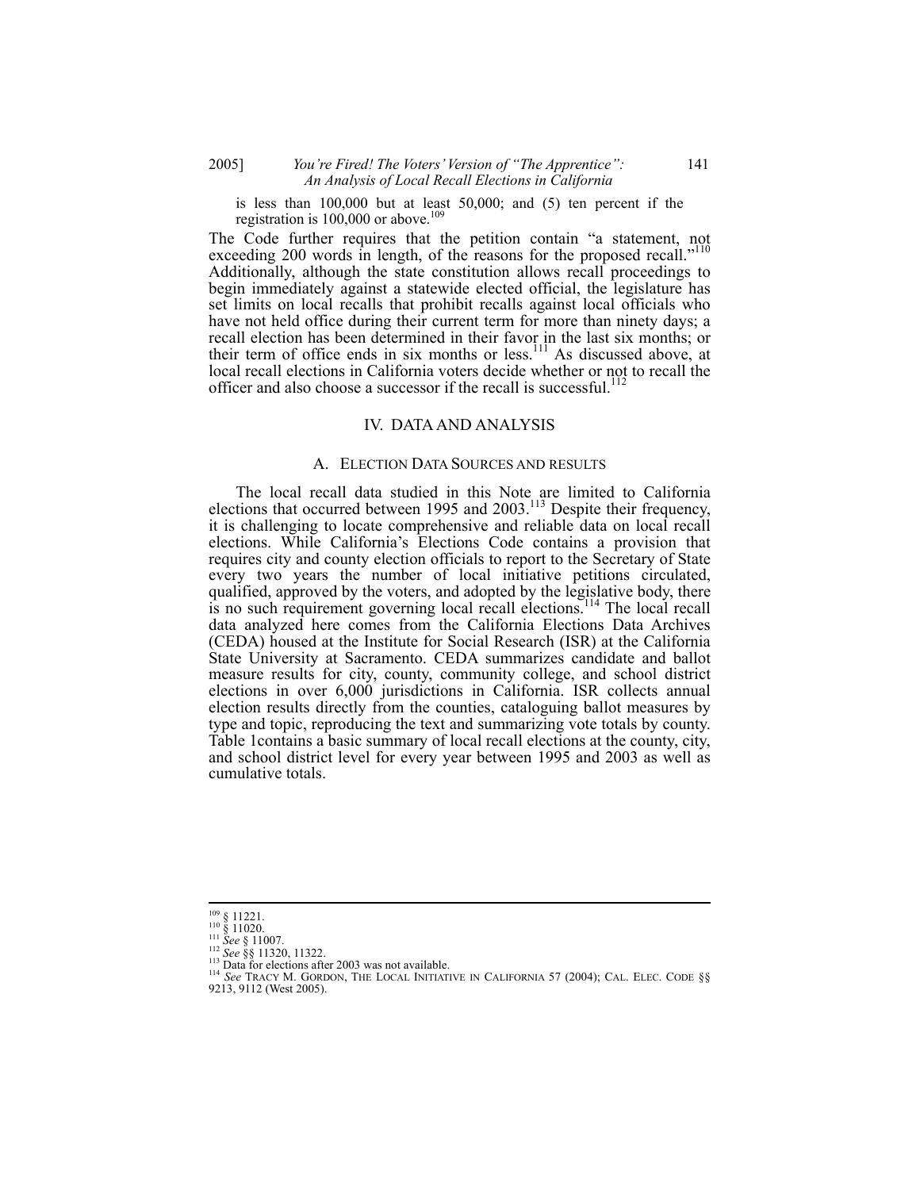is less than 100,000 but at least 50,000; and (5) ten percent if the registration is 100,000 or above.[109]

The Code further requires that the petition contain "a statement, not exceeding 200 words in length, of the reasons for the proposed recall."[110] Additionally, although the state constitution allows recall proceedings to begin immediately against a statewide elected official, the legislature has set limits on local recalls that prohibit recalls against local officials who have not held office during their current term for more than ninety days; a recall election has been determined in their favor in the last six months; or their term of office ends in six months or less.[111] As discussed above, at local recall elections in California voters decide whether or not to recall the officer and also choose a successor if the recall is successful.[112]

## IV. DATA AND ANALYSIS

### A. ELECTION DATA SOURCES AND RESULTS

The local recall data studied in this Note are limited to California elections that occurred between 1995 and 2003.[113] Despite their frequency, it is challenging to locate comprehensive and reliable data on local recall elections. While California's Elections Code contains a provision that requires city and county election officials to report to the Secretary of State every two years the number of local initiative petitions circulated, qualified, approved by the voters, and adopted by the legislative body, there is no such requirement governing local recall elections.[114] The local recall data analyzed here comes from the California Elections Data Archives (CEDA) housed at the Institute for Social Research (ISR) at the California State University at Sacramento. CEDA summarizes candidate and ballot measure results for city, county, community college, and school district elections in over 6,000 jurisdictions in California. ISR collects annual election results directly from the counties, cataloguing ballot measures by type and topic, reproducing the text and summarizing vote totals by county. Table 1contains a basic summary of local recall elections at the county, city, and school district level for every year between 1995 and 2003 as well as cumulative totals.

---

[109] § 11221.
[110] § 11020.
[111] *See* § 11007.
[112] *See* §§ 11320, 11322.
[113] Data for elections after 2003 was not available.
[114] *See* TRACY M. GORDON, THE LOCAL INITIATIVE IN CALIFORNIA 57 (2004); CAL. ELEC. CODE §§ 9213, 9112 (West 2005).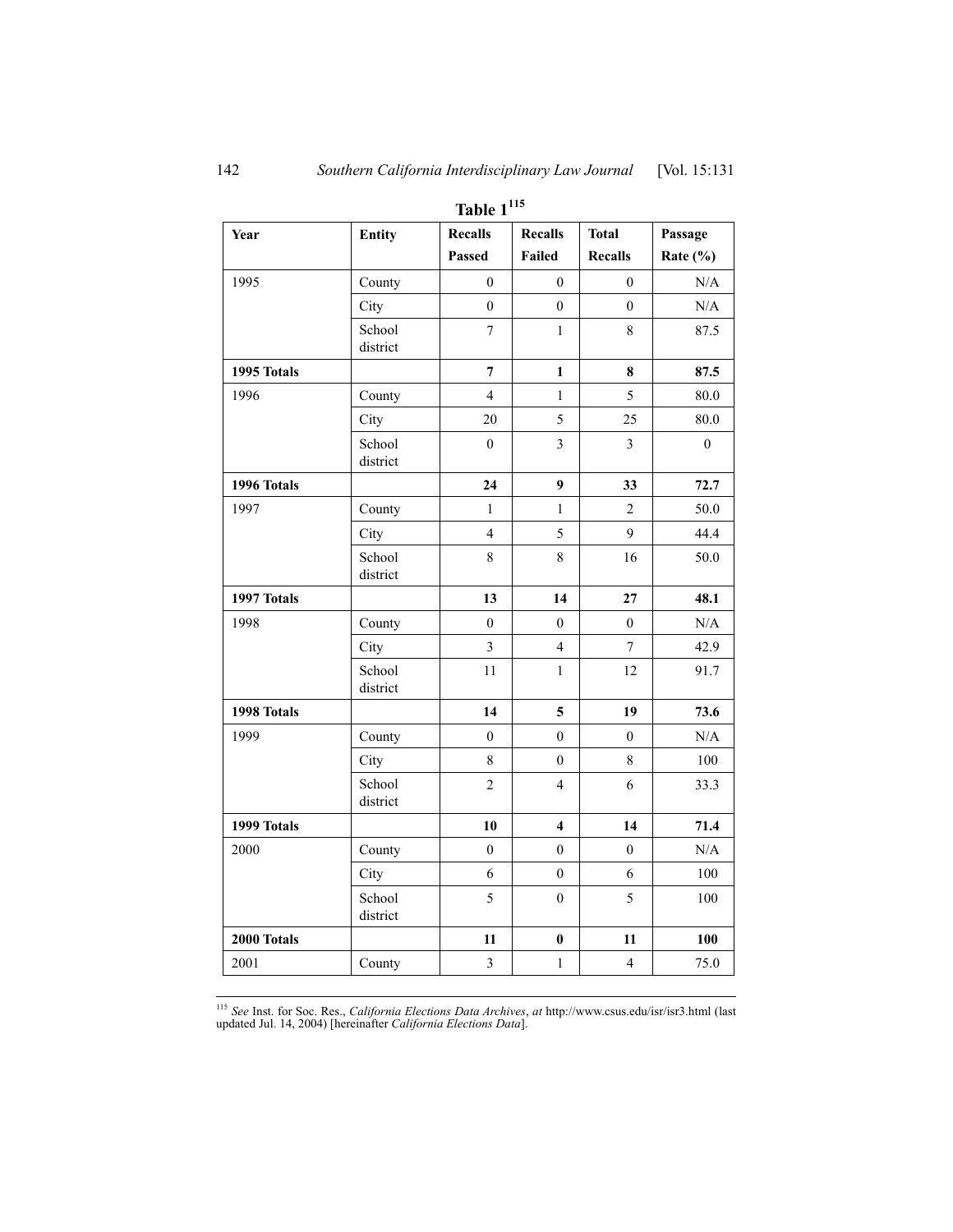**Table 1**[115]

| Year | Entity | Recalls Passed | Recalls Failed | Total Recalls | Passage Rate (%) |
|---|---|---|---|---|---|
| 1995 | County | 0 | 0 | 0 | N/A |
| | City | 0 | 0 | 0 | N/A |
| | School district | 7 | 1 | 8 | 87.5 |
| **1995 Totals** | | **7** | **1** | **8** | **87.5** |
| 1996 | County | 4 | 1 | 5 | 80.0 |
| | City | 20 | 5 | 25 | 80.0 |
| | School district | 0 | 3 | 3 | 0 |
| **1996 Totals** | | **24** | **9** | **33** | **72.7** |
| 1997 | County | 1 | 1 | 2 | 50.0 |
| | City | 4 | 5 | 9 | 44.4 |
| | School district | 8 | 8 | 16 | 50.0 |
| **1997 Totals** | | **13** | **14** | **27** | **48.1** |
| 1998 | County | 0 | 0 | 0 | N/A |
| | City | 3 | 4 | 7 | 42.9 |
| | School district | 11 | 1 | 12 | 91.7 |
| **1998 Totals** | | **14** | **5** | **19** | **73.6** |
| 1999 | County | 0 | 0 | 0 | N/A |
| | City | 8 | 0 | 8 | 100 |
| | School district | 2 | 4 | 6 | 33.3 |
| **1999 Totals** | | **10** | **4** | **14** | **71.4** |
| 2000 | County | 0 | 0 | 0 | N/A |
| | City | 6 | 0 | 6 | 100 |
| | School district | 5 | 0 | 5 | 100 |
| **2000 Totals** | | **11** | **0** | **11** | **100** |
| 2001 | County | 3 | 1 | 4 | 75.0 |

[115] *See* Inst. for Soc. Res., *California Elections Data Archives*, *at* http://www.csus.edu/isr/isr3.html (last updated Jul. 14, 2004) [hereinafter *California Elections Data*].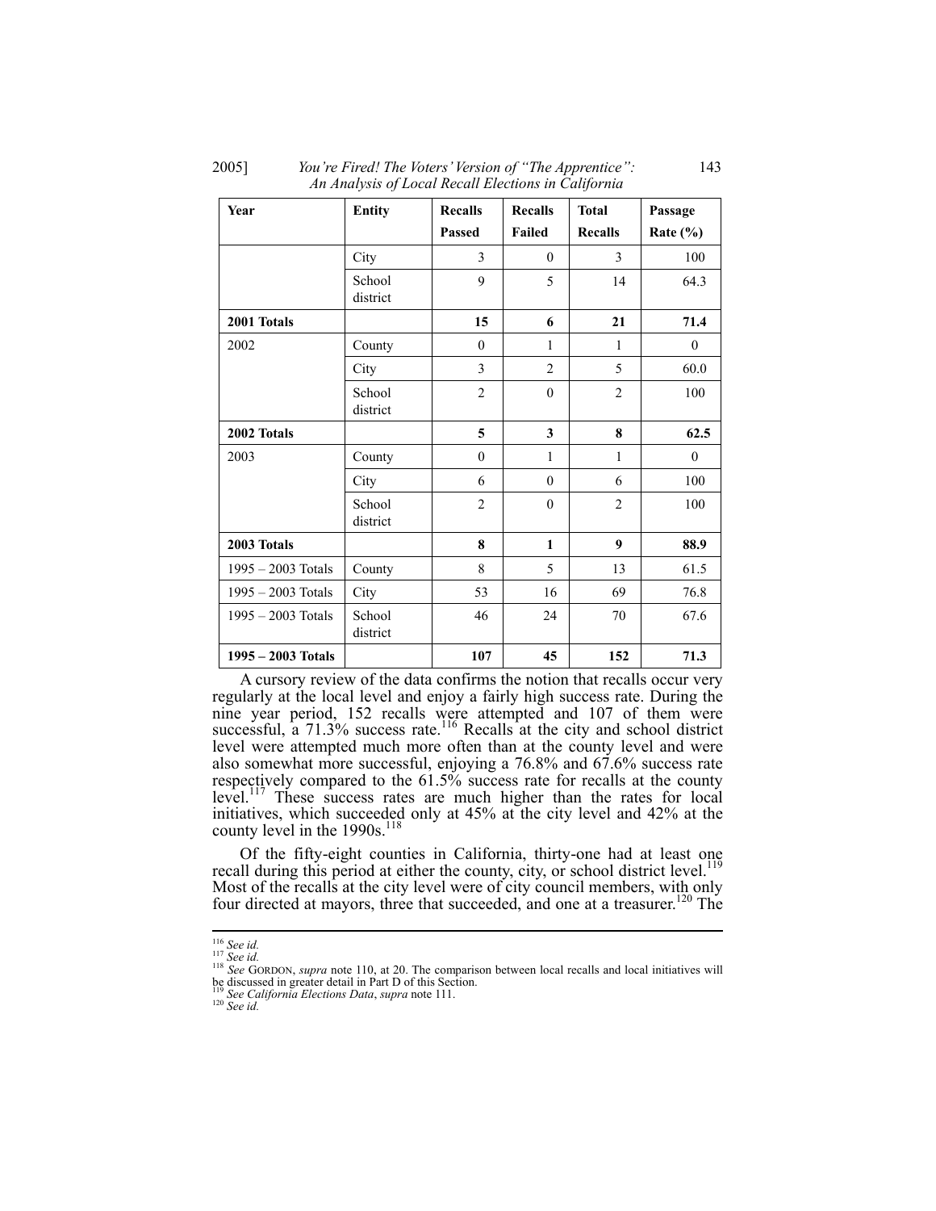| Year | Entity | Recalls Passed | Recalls Failed | Total Recalls | Passage Rate (%) |
|---|---|---|---|---|---|
| | City | 3 | 0 | 3 | 100 |
| | School district | 9 | 5 | 14 | 64.3 |
| **2001 Totals** | | **15** | **6** | **21** | **71.4** |
| 2002 | County | 0 | 1 | 1 | 0 |
| | City | 3 | 2 | 5 | 60.0 |
| | School district | 2 | 0 | 2 | 100 |
| **2002 Totals** | | **5** | **3** | **8** | **62.5** |
| 2003 | County | 0 | 1 | 1 | 0 |
| | City | 6 | 0 | 6 | 100 |
| | School district | 2 | 0 | 2 | 100 |
| **2003 Totals** | | **8** | **1** | **9** | **88.9** |
| 1995 – 2003 Totals | County | 8 | 5 | 13 | 61.5 |
| 1995 – 2003 Totals | City | 53 | 16 | 69 | 76.8 |
| 1995 – 2003 Totals | School district | 46 | 24 | 70 | 67.6 |
| **1995 – 2003 Totals** | | **107** | **45** | **152** | **71.3** |

A cursory review of the data confirms the notion that recalls occur very regularly at the local level and enjoy a fairly high success rate. During the nine year period, 152 recalls were attempted and 107 of them were successful, a 71.3% success rate.[116] Recalls at the city and school district level were attempted much more often than at the county level and were also somewhat more successful, enjoying a 76.8% and 67.6% success rate respectively compared to the 61.5% success rate for recalls at the county level.[117] These success rates are much higher than the rates for local initiatives, which succeeded only at 45% at the city level and 42% at the county level in the 1990s.[118]

Of the fifty-eight counties in California, thirty-one had at least one recall during this period at either the county, city, or school district level.[119] Most of the recalls at the city level were of city council members, with only four directed at mayors, three that succeeded, and one at a treasurer.[120] The

---

[116] *See id.*
[117] *See id.*
[118] *See* GORDON, *supra* note 110, at 20. The comparison between local recalls and local initiatives will be discussed in greater detail in Part D of this Section.
[119] *See California Elections Data*, *supra* note 111.
[120] *See id.*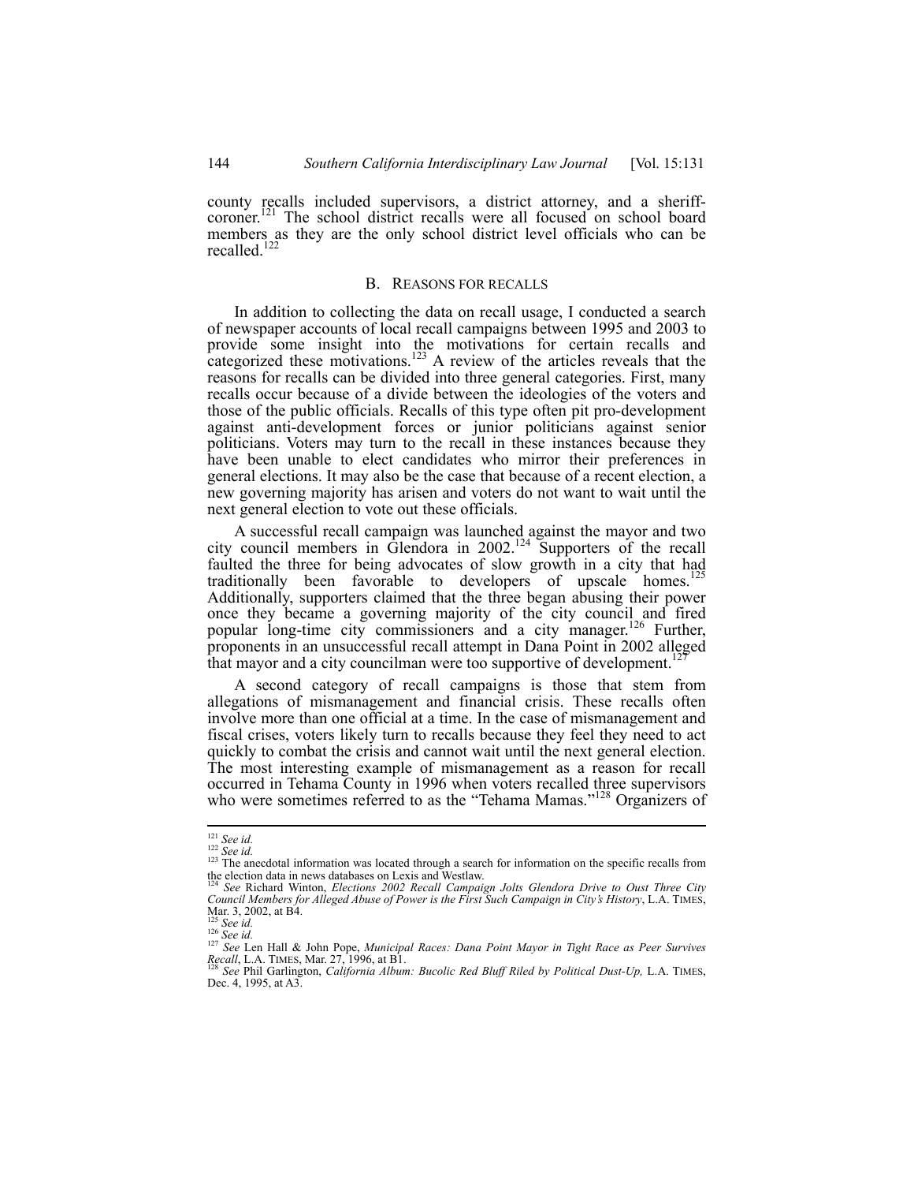county recalls included supervisors, a district attorney, and a sheriff-coroner.[121] The school district recalls were all focused on school board members as they are the only school district level officials who can be recalled.[122]

### B. REASONS FOR RECALLS

In addition to collecting the data on recall usage, I conducted a search of newspaper accounts of local recall campaigns between 1995 and 2003 to provide some insight into the motivations for certain recalls and categorized these motivations.[123] A review of the articles reveals that the reasons for recalls can be divided into three general categories. First, many recalls occur because of a divide between the ideologies of the voters and those of the public officials. Recalls of this type often pit pro-development against anti-development forces or junior politicians against senior politicians. Voters may turn to the recall in these instances because they have been unable to elect candidates who mirror their preferences in general elections. It may also be the case that because of a recent election, a new governing majority has arisen and voters do not want to wait until the next general election to vote out these officials.

A successful recall campaign was launched against the mayor and two city council members in Glendora in 2002.[124] Supporters of the recall faulted the three for being advocates of slow growth in a city that had traditionally been favorable to developers of upscale homes.[125] Additionally, supporters claimed that the three began abusing their power once they became a governing majority of the city council and fired popular long-time city commissioners and a city manager.[126] Further, proponents in an unsuccessful recall attempt in Dana Point in 2002 alleged that mayor and a city councilman were too supportive of development.[127]

A second category of recall campaigns is those that stem from allegations of mismanagement and financial crisis. These recalls often involve more than one official at a time. In the case of mismanagement and fiscal crises, voters likely turn to recalls because they feel they need to act quickly to combat the crisis and cannot wait until the next general election. The most interesting example of mismanagement as a reason for recall occurred in Tehama County in 1996 when voters recalled three supervisors who were sometimes referred to as the "Tehama Mamas."[128] Organizers of

---

[121] *See id.*

[122] *See id.*

[123] The anecdotal information was located through a search for information on the specific recalls from the election data in news databases on Lexis and Westlaw.

[124] *See* Richard Winton, *Elections 2002 Recall Campaign Jolts Glendora Drive to Oust Three City Council Members for Alleged Abuse of Power is the First Such Campaign in City's History*, L.A. TIMES, Mar. 3, 2002, at B4.

[125] *See id.*

[126] *See id.*

[127] *See* Len Hall & John Pope, *Municipal Races: Dana Point Mayor in Tight Race as Peer Survives Recall*, L.A. TIMES, Mar. 27, 1996, at B1.

[128] *See* Phil Garlington, *California Album: Bucolic Red Bluff Riled by Political Dust-Up,* L.A. TIMES, Dec. 4, 1995, at A3.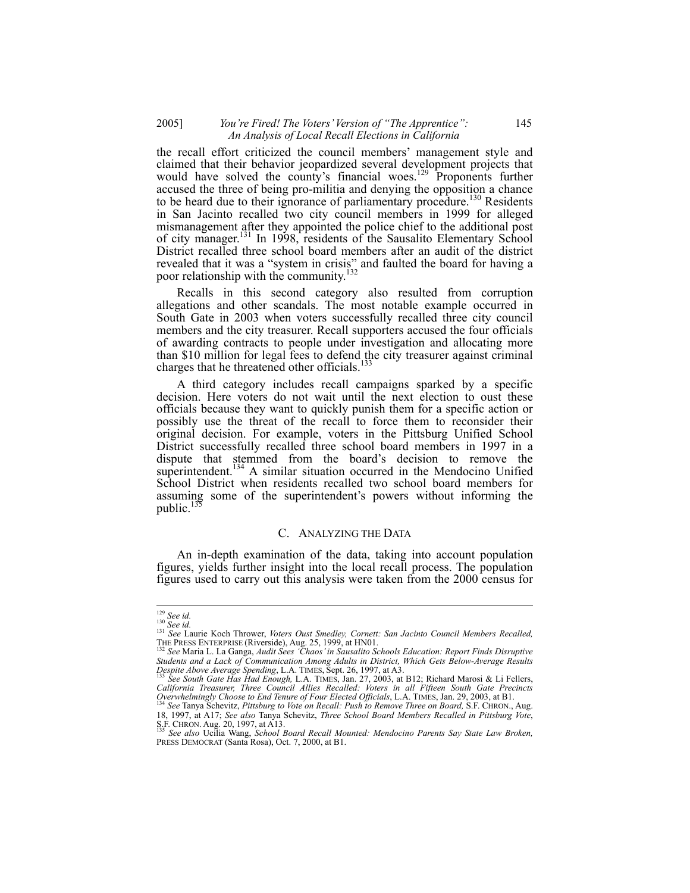the recall effort criticized the council members' management style and claimed that their behavior jeopardized several development projects that would have solved the county's financial woes.[129] Proponents further accused the three of being pro-militia and denying the opposition a chance to be heard due to their ignorance of parliamentary procedure.[130] Residents in San Jacinto recalled two city council members in 1999 for alleged mismanagement after they appointed the police chief to the additional post of city manager.[131] In 1998, residents of the Sausalito Elementary School District recalled three school board members after an audit of the district revealed that it was a "system in crisis" and faulted the board for having a poor relationship with the community.[132]

Recalls in this second category also resulted from corruption allegations and other scandals. The most notable example occurred in South Gate in 2003 when voters successfully recalled three city council members and the city treasurer. Recall supporters accused the four officials of awarding contracts to people under investigation and allocating more than $10 million for legal fees to defend the city treasurer against criminal charges that he threatened other officials.[133]

A third category includes recall campaigns sparked by a specific decision. Here voters do not wait until the next election to oust these officials because they want to quickly punish them for a specific action or possibly use the threat of the recall to force them to reconsider their original decision. For example, voters in the Pittsburg Unified School District successfully recalled three school board members in 1997 in a dispute that stemmed from the board's decision to remove the superintendent.[134] A similar situation occurred in the Mendocino Unified School District when residents recalled two school board members for assuming some of the superintendent's powers without informing the public.[135]

### C. Analyzing the Data

An in-depth examination of the data, taking into account population figures, yields further insight into the local recall process. The population figures used to carry out this analysis were taken from the 2000 census for

---

[129] *See id.*

[130] *See id.*

[131] *See* Laurie Koch Thrower, *Voters Oust Smedley, Cornett: San Jacinto Council Members Recalled,* THE PRESS ENTERPRISE (Riverside), Aug. 25, 1999, at HN01.

[132] *See* Maria L. La Ganga, *Audit Sees 'Chaos' in Sausalito Schools Education: Report Finds Disruptive Students and a Lack of Communication Among Adults in District, Which Gets Below-Average Results Despite Above Average Spending*, L.A. TIMES, Sept. 26, 1997, at A3.

[133] *See South Gate Has Had Enough,* L.A. TIMES, Jan. 27, 2003, at B12; Richard Marosi & Li Fellers, *California Treasurer, Three Council Allies Recalled: Voters in all Fifteen South Gate Precincts Overwhelmingly Choose to End Tenure of Four Elected Officials*, L.A. TIMES, Jan. 29, 2003, at B1.

[134] *See* Tanya Schevitz, *Pittsburg to Vote on Recall: Push to Remove Three on Board,* S.F. CHRON., Aug. 18, 1997, at A17; *See also* Tanya Schevitz, *Three School Board Members Recalled in Pittsburg Vote*, S.F. CHRON. Aug. 20, 1997, at A13.

[135] *See also* Ucilia Wang, *School Board Recall Mounted: Mendocino Parents Say State Law Broken,* PRESS DEMOCRAT (Santa Rosa), Oct. 7, 2000, at B1.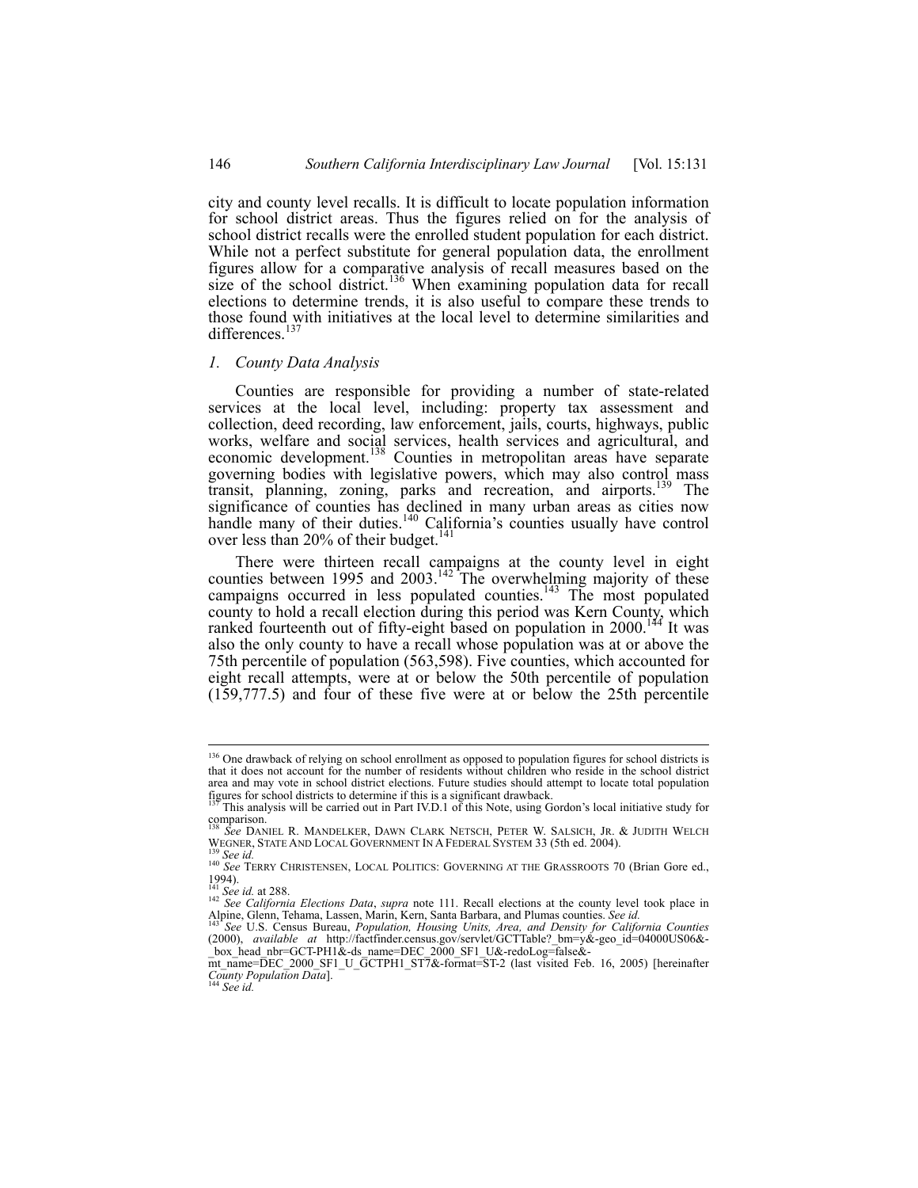city and county level recalls. It is difficult to locate population information for school district areas. Thus the figures relied on for the analysis of school district recalls were the enrolled student population for each district. While not a perfect substitute for general population data, the enrollment figures allow for a comparative analysis of recall measures based on the size of the school district.[136] When examining population data for recall elections to determine trends, it is also useful to compare these trends to those found with initiatives at the local level to determine similarities and differences.[137]

### *1. County Data Analysis*

Counties are responsible for providing a number of state-related services at the local level, including: property tax assessment and collection, deed recording, law enforcement, jails, courts, highways, public works, welfare and social services, health services and agricultural, and economic development.[138] Counties in metropolitan areas have separate governing bodies with legislative powers, which may also control mass transit, planning, zoning, parks and recreation, and airports.[139] The significance of counties has declined in many urban areas as cities now handle many of their duties.[140] California's counties usually have control over less than 20% of their budget.[141]

There were thirteen recall campaigns at the county level in eight counties between 1995 and 2003.[142] The overwhelming majority of these campaigns occurred in less populated counties.[143] The most populated county to hold a recall election during this period was Kern County, which ranked fourteenth out of fifty-eight based on population in 2000.[144] It was also the only county to have a recall whose population was at or above the 75th percentile of population (563,598). Five counties, which accounted for eight recall attempts, were at or below the 50th percentile of population (159,777.5) and four of these five were at or below the 25th percentile

---

[136] One drawback of relying on school enrollment as opposed to population figures for school districts is that it does not account for the number of residents without children who reside in the school district area and may vote in school district elections. Future studies should attempt to locate total population figures for school districts to determine if this is a significant drawback.

[137] This analysis will be carried out in Part IV.D.1 of this Note, using Gordon's local initiative study for comparison.

[138] *See* DANIEL R. MANDELKER, DAWN CLARK NETSCH, PETER W. SALSICH, JR. & JUDITH WELCH WEGNER, STATE AND LOCAL GOVERNMENT IN A FEDERAL SYSTEM 33 (5th ed. 2004).

[139] *See id.*

[140] *See* TERRY CHRISTENSEN, LOCAL POLITICS: GOVERNING AT THE GRASSROOTS 70 (Brian Gore ed., 1994).

[141] *See id.* at 288.

[142] *See California Elections Data*, *supra* note 111. Recall elections at the county level took place in Alpine, Glenn, Tehama, Lassen, Marin, Kern, Santa Barbara, and Plumas counties. *See id.*

[143] *See* U.S. Census Bureau, *Population, Housing Units, Area, and Density for California Counties* (2000), *available at* http://factfinder.census.gov/servlet/GCTTable?_bm=y&-geo_id=04000US06&-_box_head_nbr=GCT-PH1&-ds_name=DEC_2000_SF1_U&-redoLog=false&-mt_name=DEC_2000_SF1_U_GCTPH1_ST7&-format=ST-2 (last visited Feb. 16, 2005) [hereinafter *County Population Data*].

[144] *See id.*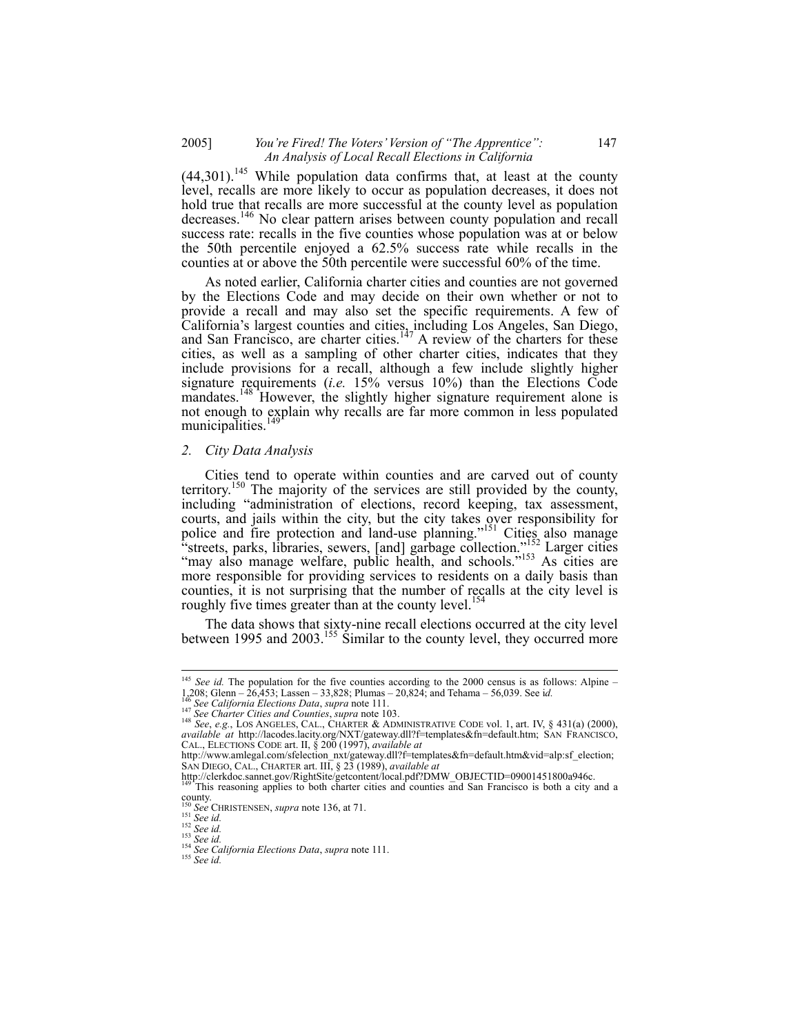(44,301).[145] While population data confirms that, at least at the county level, recalls are more likely to occur as population decreases, it does not hold true that recalls are more successful at the county level as population decreases.[146] No clear pattern arises between county population and recall success rate: recalls in the five counties whose population was at or below the 50th percentile enjoyed a 62.5% success rate while recalls in the counties at or above the 50th percentile were successful 60% of the time.

As noted earlier, California charter cities and counties are not governed by the Elections Code and may decide on their own whether or not to provide a recall and may also set the specific requirements. A few of California's largest counties and cities, including Los Angeles, San Diego, and San Francisco, are charter cities.[147] A review of the charters for these cities, as well as a sampling of other charter cities, indicates that they include provisions for a recall, although a few include slightly higher signature requirements (*i.e.* 15% versus 10%) than the Elections Code mandates.[148] However, the slightly higher signature requirement alone is not enough to explain why recalls are far more common in less populated municipalities.[149]

### 2. *City Data Analysis*

Cities tend to operate within counties and are carved out of county territory.[150] The majority of the services are still provided by the county, including "administration of elections, record keeping, tax assessment, courts, and jails within the city, but the city takes over responsibility for police and fire protection and land-use planning."[151] Cities also manage "streets, parks, libraries, sewers, [and] garbage collection."[152] Larger cities "may also manage welfare, public health, and schools."[153] As cities are more responsible for providing services to residents on a daily basis than counties, it is not surprising that the number of recalls at the city level is roughly five times greater than at the county level.[154]

The data shows that sixty-nine recall elections occurred at the city level between 1995 and 2003.[155] Similar to the county level, they occurred more

---

[145] *See id.* The population for the five counties according to the 2000 census is as follows: Alpine – 1,208; Glenn – 26,453; Lassen – 33,828; Plumas – 20,824; and Tehama – 56,039. See i*d.*

[146] *See California Elections Data*, *supra* note 111.

[147] *See Charter Cities and Counties*, *supra* note 103.

[148] *See*, *e.g.*, LOS ANGELES, CAL., CHARTER & ADMINISTRATIVE CODE vol. 1, art. IV, § 431(a) (2000), *available at* http://lacodes.lacity.org/NXT/gateway.dll?f=templates&fn=default.htm; SAN FRANCISCO, CAL., ELECTIONS CODE art. II, § 200 (1997), *available at* http://www.amlegal.com/sfelection_nxt/gateway.dll?f=templates&fn=default.htm&vid=alp:sf_election; SAN DIEGO, CAL., CHARTER art. III, § 23 (1989), *available at* http://clerkdoc.sannet.gov/RightSite/getcontent/local.pdf?DMW_OBJECTID=09001451800a946c.

[149] This reasoning applies to both charter cities and counties and San Francisco is both a city and a county.

[150] *See* CHRISTENSEN, *supra* note 136, at 71.

[151] *See id.*

[152] *See id.*

[153] *See id.*

[154] *See California Elections Data*, *supra* note 111.

[155] *See id.*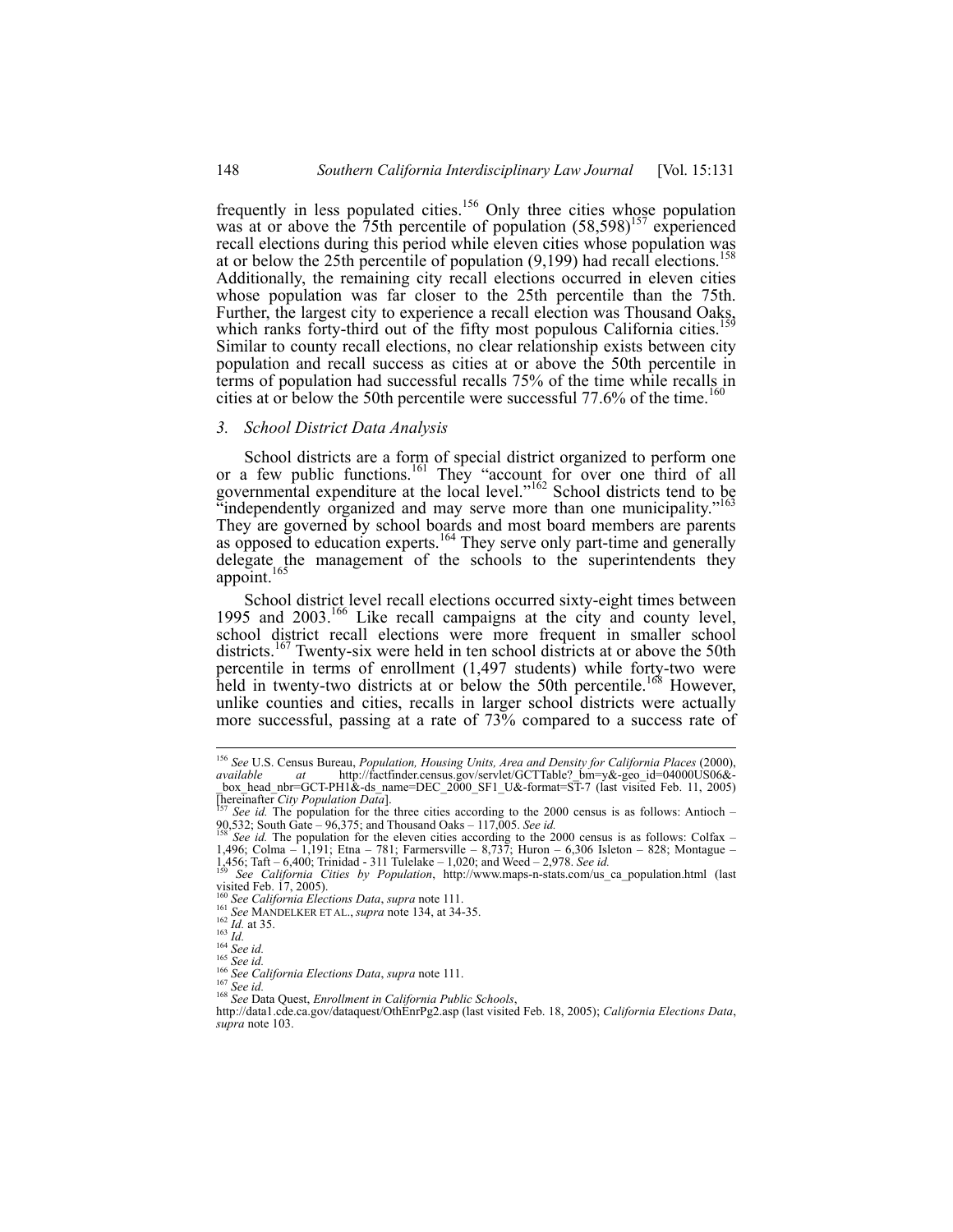frequently in less populated cities.[156] Only three cities whose population was at or above the 75th percentile of population (58,598)[157] experienced recall elections during this period while eleven cities whose population was at or below the 25th percentile of population (9,199) had recall elections.[158] Additionally, the remaining city recall elections occurred in eleven cities whose population was far closer to the 25th percentile than the 75th. Further, the largest city to experience a recall election was Thousand Oaks, which ranks forty-third out of the fifty most populous California cities.[159] Similar to county recall elections, no clear relationship exists between city population and recall success as cities at or above the 50th percentile in terms of population had successful recalls 75% of the time while recalls in cities at or below the 50th percentile were successful 77.6% of the time.[160]

### *3. School District Data Analysis*

School districts are a form of special district organized to perform one or a few public functions.[161] They "account for over one third of all governmental expenditure at the local level."[162] School districts tend to be "independently organized and may serve more than one municipality."[163] They are governed by school boards and most board members are parents as opposed to education experts.[164] They serve only part-time and generally delegate the management of the schools to the superintendents they appoint.[165]

School district level recall elections occurred sixty-eight times between 1995 and 2003.[166] Like recall campaigns at the city and county level, school district recall elections were more frequent in smaller school districts.[167] Twenty-six were held in ten school districts at or above the 50th percentile in terms of enrollment (1,497 students) while forty-two were held in twenty-two districts at or below the 50th percentile.[168] However, unlike counties and cities, recalls in larger school districts were actually more successful, passing at a rate of 73% compared to a success rate of

---

[156] *See* U.S. Census Bureau, *Population, Housing Units, Area and Density for California Places* (2000), *available at* http://factfinder.census.gov/servlet/GCTTable?_bm=y&-geo_id=04000US06&-_box_head_nbr=GCT-PH1&-ds_name=DEC_2000_SF1_U&-format=ST-7 (last visited Feb. 11, 2005) [hereinafter *City Population Data*].

[157] *See id.* The population for the three cities according to the 2000 census is as follows: Antioch – 90,532; South Gate – 96,375; and Thousand Oaks – 117,005. *See id.*

[158] *See id.* The population for the eleven cities according to the 2000 census is as follows: Colfax – 1,496; Colma – 1,191; Etna – 781; Farmersville – 8,737; Huron – 6,306 Isleton – 828; Montague – 1,456; Taft – 6,400; Trinidad - 311 Tulelake – 1,020; and Weed – 2,978. *See id.*

[159] *See California Cities by Population*, http://www.maps-n-stats.com/us_ca_population.html (last visited Feb. 17, 2005).

[160] *See California Elections Data*, *supra* note 111.

[161] *See* MANDELKER ET AL., *supra* note 134, at 34-35.

[162] *Id.* at 35.

[163] *Id.*

[164] *See id.*

[165] *See id.*

[166] *See California Elections Data*, *supra* note 111.

[167] *See id.*

[168] *See* Data Quest, *Enrollment in California Public Schools*, http://data1.cde.ca.gov/dataquest/OthEnrPg2.asp (last visited Feb. 18, 2005); *California Elections Data*, *supra* note 103.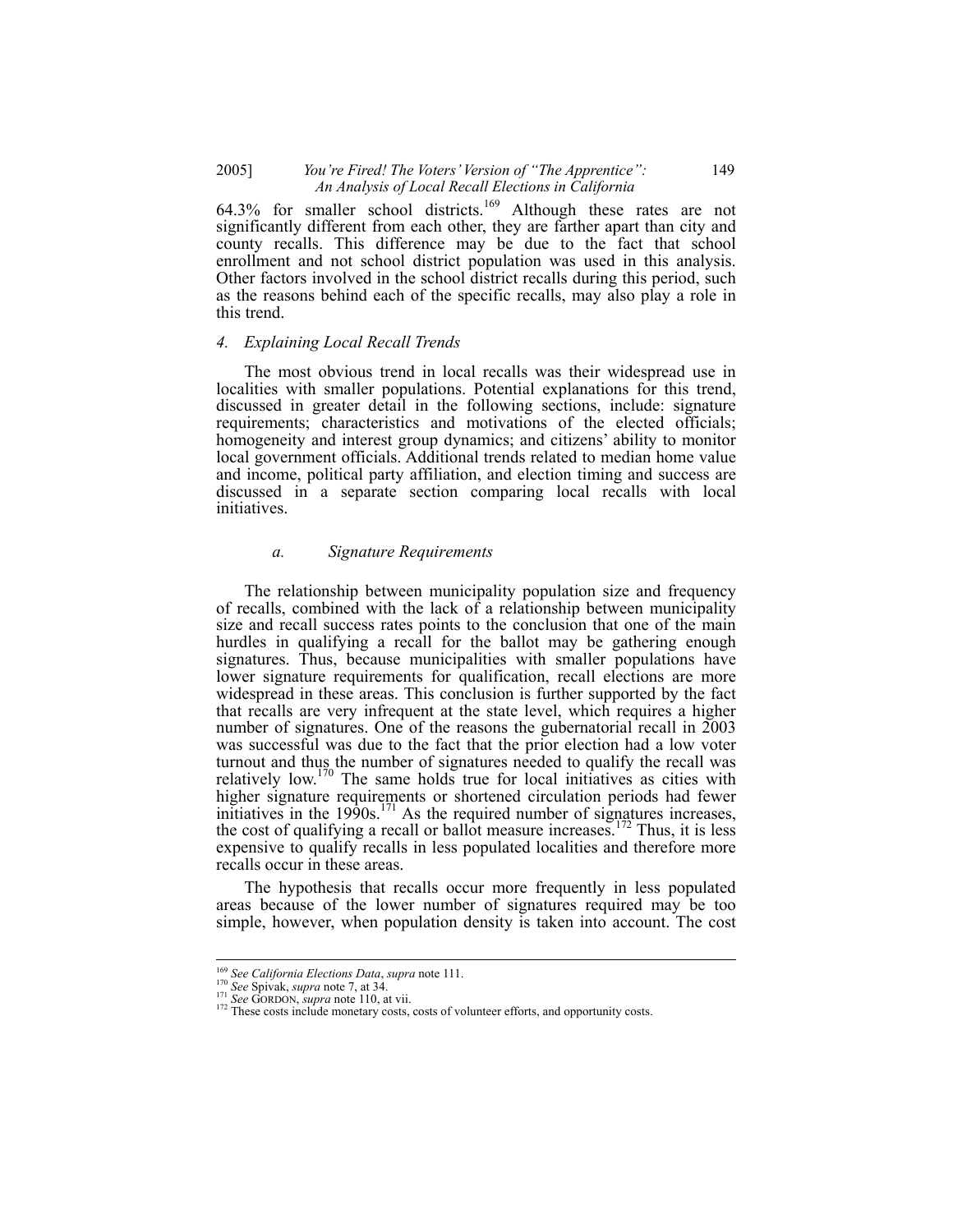64.3% for smaller school districts.[169] Although these rates are not significantly different from each other, they are farther apart than city and county recalls. This difference may be due to the fact that school enrollment and not school district population was used in this analysis. Other factors involved in the school district recalls during this period, such as the reasons behind each of the specific recalls, may also play a role in this trend.

### *4. Explaining Local Recall Trends*

The most obvious trend in local recalls was their widespread use in localities with smaller populations. Potential explanations for this trend, discussed in greater detail in the following sections, include: signature requirements; characteristics and motivations of the elected officials; homogeneity and interest group dynamics; and citizens' ability to monitor local government officials. Additional trends related to median home value and income, political party affiliation, and election timing and success are discussed in a separate section comparing local recalls with local initiatives.

#### *a. Signature Requirements*

The relationship between municipality population size and frequency of recalls, combined with the lack of a relationship between municipality size and recall success rates points to the conclusion that one of the main hurdles in qualifying a recall for the ballot may be gathering enough signatures. Thus, because municipalities with smaller populations have lower signature requirements for qualification, recall elections are more widespread in these areas. This conclusion is further supported by the fact that recalls are very infrequent at the state level, which requires a higher number of signatures. One of the reasons the gubernatorial recall in 2003 was successful was due to the fact that the prior election had a low voter turnout and thus the number of signatures needed to qualify the recall was relatively low.[170] The same holds true for local initiatives as cities with higher signature requirements or shortened circulation periods had fewer initiatives in the 1990s.[171] As the required number of signatures increases, the cost of qualifying a recall or ballot measure increases.[172] Thus, it is less expensive to qualify recalls in less populated localities and therefore more recalls occur in these areas.

The hypothesis that recalls occur more frequently in less populated areas because of the lower number of signatures required may be too simple, however, when population density is taken into account. The cost

---

[169] *See California Elections Data*, *supra* note 111.

[170] *See* Spivak, *supra* note 7, at 34.

[171] *See* GORDON, *supra* note 110, at vii.

[172] These costs include monetary costs, costs of volunteer efforts, and opportunity costs.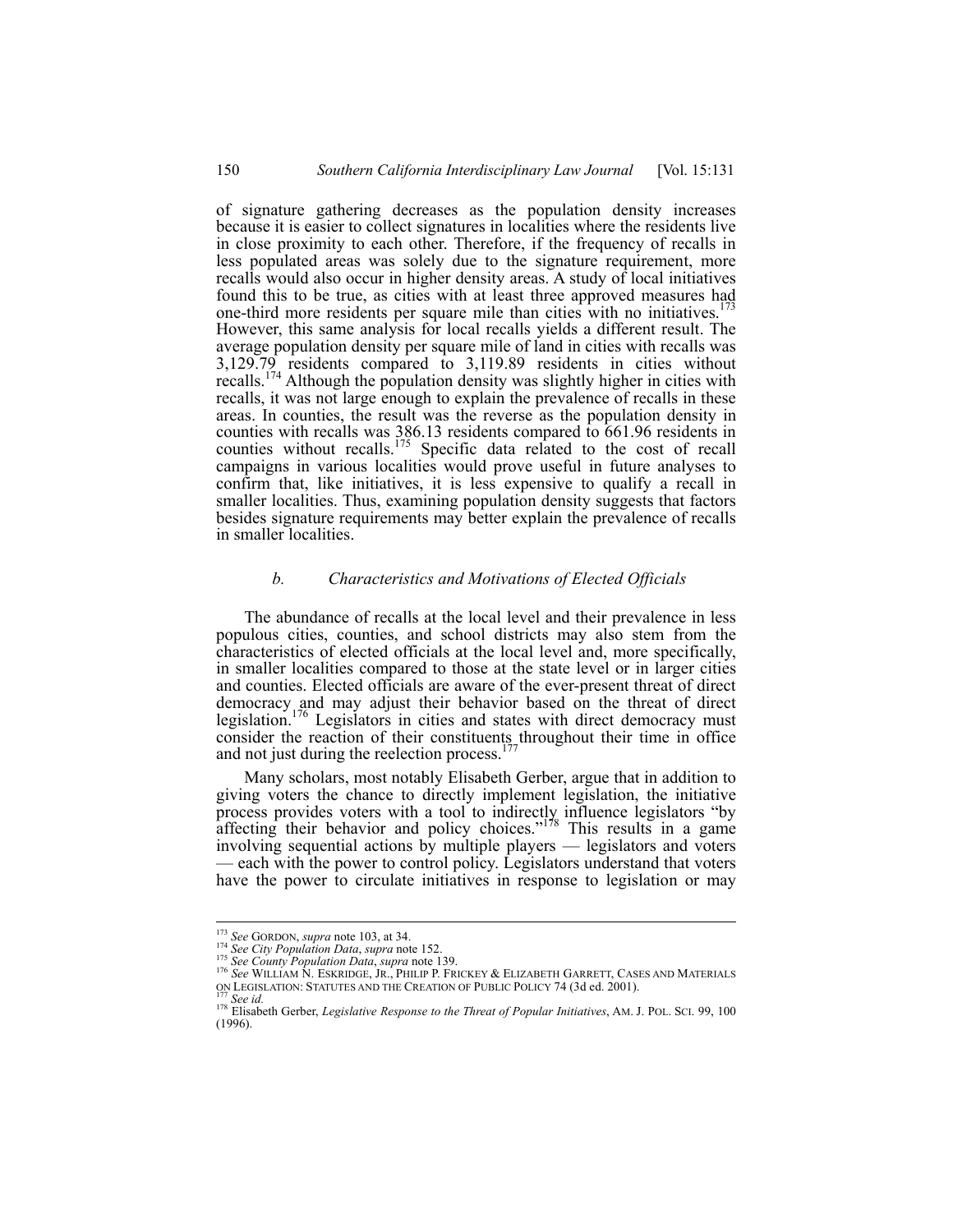of signature gathering decreases as the population density increases because it is easier to collect signatures in localities where the residents live in close proximity to each other. Therefore, if the frequency of recalls in less populated areas was solely due to the signature requirement, more recalls would also occur in higher density areas. A study of local initiatives found this to be true, as cities with at least three approved measures had one-third more residents per square mile than cities with no initiatives.[173] However, this same analysis for local recalls yields a different result. The average population density per square mile of land in cities with recalls was 3,129.79 residents compared to 3,119.89 residents in cities without recalls.[174] Although the population density was slightly higher in cities with recalls, it was not large enough to explain the prevalence of recalls in these areas. In counties, the result was the reverse as the population density in counties with recalls was 386.13 residents compared to 661.96 residents in counties without recalls.[175] Specific data related to the cost of recall campaigns in various localities would prove useful in future analyses to confirm that, like initiatives, it is less expensive to qualify a recall in smaller localities. Thus, examining population density suggests that factors besides signature requirements may better explain the prevalence of recalls in smaller localities.

#### *b. Characteristics and Motivations of Elected Officials*

The abundance of recalls at the local level and their prevalence in less populous cities, counties, and school districts may also stem from the characteristics of elected officials at the local level and, more specifically, in smaller localities compared to those at the state level or in larger cities and counties. Elected officials are aware of the ever-present threat of direct democracy and may adjust their behavior based on the threat of direct legislation.[176] Legislators in cities and states with direct democracy must consider the reaction of their constituents throughout their time in office and not just during the reelection process.[177]

Many scholars, most notably Elisabeth Gerber, argue that in addition to giving voters the chance to directly implement legislation, the initiative process provides voters with a tool to indirectly influence legislators "by affecting their behavior and policy choices."[178] This results in a game involving sequential actions by multiple players — legislators and voters — each with the power to control policy. Legislators understand that voters have the power to circulate initiatives in response to legislation or may

---

[173] *See* GORDON, *supra* note 103, at 34.

[174] *See City Population Data*, *supra* note 152.

[175] *See County Population Data*, *supra* note 139.

[176] *See* WILLIAM N. ESKRIDGE, JR., PHILIP P. FRICKEY & ELIZABETH GARRETT, CASES AND MATERIALS ON LEGISLATION: STATUTES AND THE CREATION OF PUBLIC POLICY 74 (3d ed. 2001).

[177] *See id.*

[178] Elisabeth Gerber, *Legislative Response to the Threat of Popular Initiatives*, AM. J. POL. SCI. 99, 100 (1996).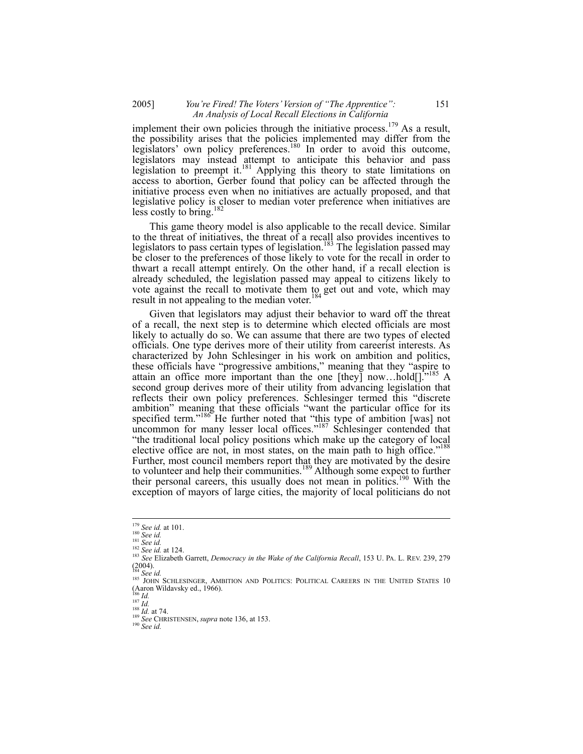implement their own policies through the initiative process.[179] As a result, the possibility arises that the policies implemented may differ from the legislators' own policy preferences.[180] In order to avoid this outcome, legislators may instead attempt to anticipate this behavior and pass legislation to preempt it.[181] Applying this theory to state limitations on access to abortion, Gerber found that policy can be affected through the initiative process even when no initiatives are actually proposed, and that legislative policy is closer to median voter preference when initiatives are less costly to bring.[182]

This game theory model is also applicable to the recall device. Similar to the threat of initiatives, the threat of a recall also provides incentives to legislators to pass certain types of legislation.[183] The legislation passed may be closer to the preferences of those likely to vote for the recall in order to thwart a recall attempt entirely. On the other hand, if a recall election is already scheduled, the legislation passed may appeal to citizens likely to vote against the recall to motivate them to get out and vote, which may result in not appealing to the median voter.[184]

Given that legislators may adjust their behavior to ward off the threat of a recall, the next step is to determine which elected officials are most likely to actually do so. We can assume that there are two types of elected officials. One type derives more of their utility from careerist interests. As characterized by John Schlesinger in his work on ambition and politics, these officials have "progressive ambitions," meaning that they "aspire to attain an office more important than the one [they] now…hold[]."[185] A second group derives more of their utility from advancing legislation that reflects their own policy preferences. Schlesinger termed this "discrete ambition" meaning that these officials "want the particular office for its specified term."[186] He further noted that "this type of ambition [was] not uncommon for many lesser local offices."[187] Schlesinger contended that "the traditional local policy positions which make up the category of local elective office are not, in most states, on the main path to high office."[188] Further, most council members report that they are motivated by the desire to volunteer and help their communities.[189] Although some expect to further their personal careers, this usually does not mean in politics.[190] With the exception of mayors of large cities, the majority of local politicians do not

---

[179] *See id.* at 101.

[180] *See id.*

[181] *See id.*

[182] *See id.* at 124.

[183] *See* Elizabeth Garrett, *Democracy in the Wake of the California Recall*, 153 U. PA. L. REV. 239, 279 (2004).

[184] *See id.*

[185] JOHN SCHLESINGER, AMBITION AND POLITICS: POLITICAL CAREERS IN THE UNITED STATES 10 (Aaron Wildavsky ed., 1966).

[186] *Id.*

[187] *Id.*

[188] *Id.* at 74.

[189] *See* CHRISTENSEN, *supra* note 136, at 153.

[190] *See id.*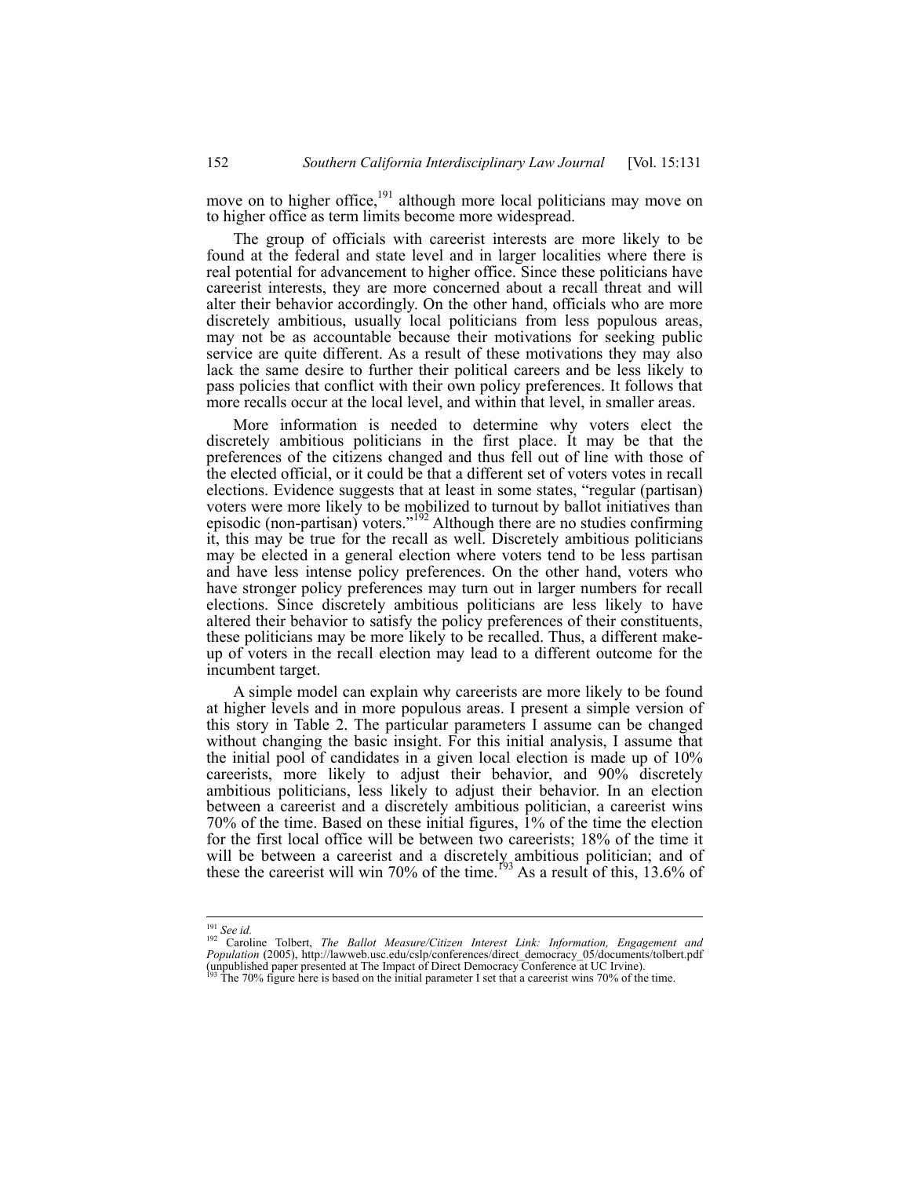move on to higher office,[191] although more local politicians may move on to higher office as term limits become more widespread.

The group of officials with careerist interests are more likely to be found at the federal and state level and in larger localities where there is real potential for advancement to higher office. Since these politicians have careerist interests, they are more concerned about a recall threat and will alter their behavior accordingly. On the other hand, officials who are more discretely ambitious, usually local politicians from less populous areas, may not be as accountable because their motivations for seeking public service are quite different. As a result of these motivations they may also lack the same desire to further their political careers and be less likely to pass policies that conflict with their own policy preferences. It follows that more recalls occur at the local level, and within that level, in smaller areas.

More information is needed to determine why voters elect the discretely ambitious politicians in the first place. It may be that the preferences of the citizens changed and thus fell out of line with those of the elected official, or it could be that a different set of voters votes in recall elections. Evidence suggests that at least in some states, "regular (partisan) voters were more likely to be mobilized to turnout by ballot initiatives than episodic (non-partisan) voters."[192] Although there are no studies confirming it, this may be true for the recall as well. Discretely ambitious politicians may be elected in a general election where voters tend to be less partisan and have less intense policy preferences. On the other hand, voters who have stronger policy preferences may turn out in larger numbers for recall elections. Since discretely ambitious politicians are less likely to have altered their behavior to satisfy the policy preferences of their constituents, these politicians may be more likely to be recalled. Thus, a different make-up of voters in the recall election may lead to a different outcome for the incumbent target.

A simple model can explain why careerists are more likely to be found at higher levels and in more populous areas. I present a simple version of this story in Table 2. The particular parameters I assume can be changed without changing the basic insight. For this initial analysis, I assume that the initial pool of candidates in a given local election is made up of 10% careerists, more likely to adjust their behavior, and 90% discretely ambitious politicians, less likely to adjust their behavior. In an election between a careerist and a discretely ambitious politician, a careerist wins 70% of the time. Based on these initial figures, 1% of the time the election for the first local office will be between two careerists; 18% of the time it will be between a careerist and a discretely ambitious politician; and of these the careerist will win 70% of the time.[193] As a result of this, 13.6% of

---

[191] *See id.*

[192] Caroline Tolbert, *The Ballot Measure/Citizen Interest Link: Information, Engagement and Population* (2005), http://lawweb.usc.edu/cslp/conferences/direct_democracy_05/documents/tolbert.pdf (unpublished paper presented at The Impact of Direct Democracy Conference at UC Irvine).

[193] The 70% figure here is based on the initial parameter I set that a careerist wins 70% of the time.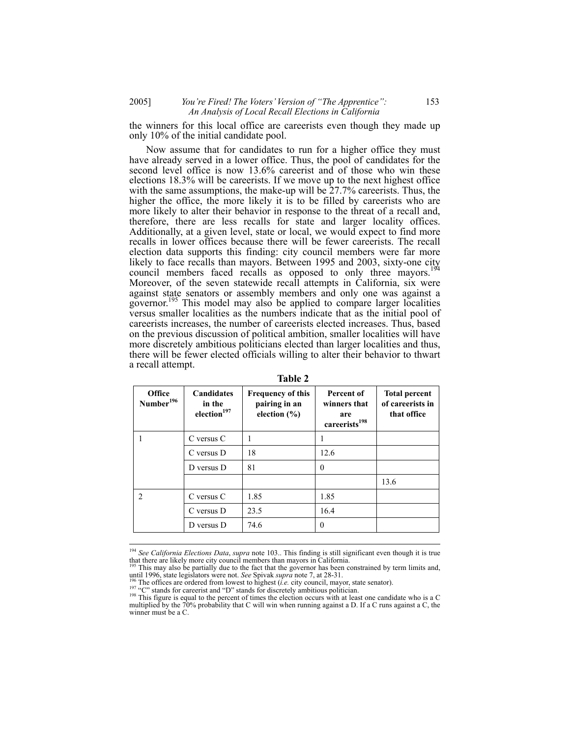the winners for this local office are careerists even though they made up only 10% of the initial candidate pool.

Now assume that for candidates to run for a higher office they must have already served in a lower office. Thus, the pool of candidates for the second level office is now 13.6% careerist and of those who win these elections 18.3% will be careerists. If we move up to the next highest office with the same assumptions, the make-up will be 27.7% careerists. Thus, the higher the office, the more likely it is to be filled by careerists who are more likely to alter their behavior in response to the threat of a recall and, therefore, there are less recalls for state and larger locality offices. Additionally, at a given level, state or local, we would expect to find more recalls in lower offices because there will be fewer careerists. The recall election data supports this finding: city council members were far more likely to face recalls than mayors. Between 1995 and 2003, sixty-one city council members faced recalls as opposed to only three mayors.[194] Moreover, of the seven statewide recall attempts in California, six were against state senators or assembly members and only one was against a governor.[195] This model may also be applied to compare larger localities versus smaller localities as the numbers indicate that as the initial pool of careerists increases, the number of careerists elected increases. Thus, based on the previous discussion of political ambition, smaller localities will have more discretely ambitious politicians elected than larger localities and thus, there will be fewer elected officials willing to alter their behavior to thwart a recall attempt.

**Table 2**

| Office Number[196] | Candidates in the election[197] | Frequency of this pairing in an election (%) | Percent of winners that are careerists[198] | Total percent of careerists in that office |
|---|---|---|---|---|
| 1 | C versus C | 1 | 1 | |
| | C versus D | 18 | 12.6 | |
| | D versus D | 81 | 0 | |
| | | | | 13.6 |
| 2 | C versus C | 1.85 | 1.85 | |
| | C versus D | 23.5 | 16.4 | |
| | D versus D | 74.6 | 0 | |

---

[194] *See California Elections Data*, *supra* note 103.. This finding is still significant even though it is true that there are likely more city council members than mayors in California.

[195] This may also be partially due to the fact that the governor has been constrained by term limits and, until 1996, state legislators were not. *See* Spivak *supra* note 7, at 28-31.

[196] The offices are ordered from lowest to highest (*i.e.* city council, mayor, state senator).

[197] "C" stands for careerist and "D" stands for discretely ambitious politician.

[198] This figure is equal to the percent of times the election occurs with at least one candidate who is a C multiplied by the 70% probability that C will win when running against a D. If a C runs against a C, the winner must be a C.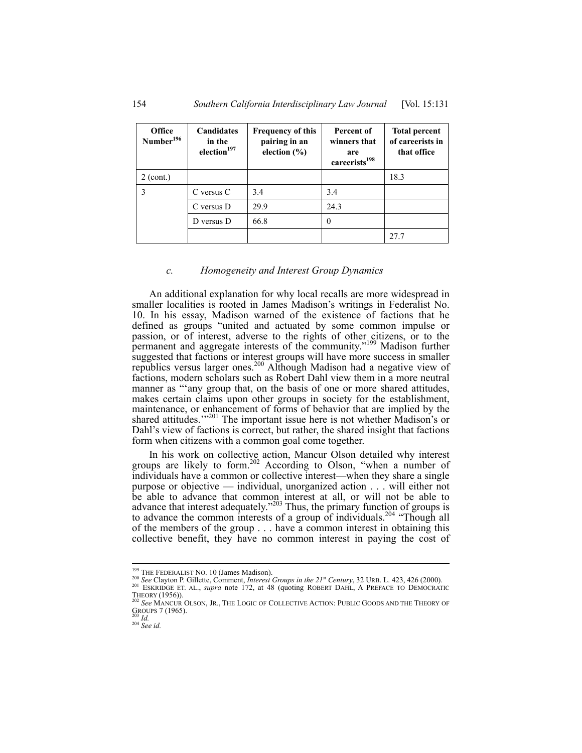| Office Number[196] | Candidates in the election[197] | Frequency of this pairing in an election (%) | Percent of winners that are careerists[198] | Total percent of careerists in that office |
|---|---|---|---|---|
| 2 (cont.) | | | | 18.3 |
| 3 | C versus C | 3.4 | 3.4 | |
| | C versus D | 29.9 | 24.3 | |
| | D versus D | 66.8 | 0 | |
| | | | | 27.7 |

#### *c. Homogeneity and Interest Group Dynamics*

An additional explanation for why local recalls are more widespread in smaller localities is rooted in James Madison's writings in Federalist No. 10. In his essay, Madison warned of the existence of factions that he defined as groups "united and actuated by some common impulse or passion, or of interest, adverse to the rights of other citizens, or to the permanent and aggregate interests of the community."[199] Madison further suggested that factions or interest groups will have more success in smaller republics versus larger ones.[200] Although Madison had a negative view of factions, modern scholars such as Robert Dahl view them in a more neutral manner as "'any group that, on the basis of one or more shared attitudes, makes certain claims upon other groups in society for the establishment, maintenance, or enhancement of forms of behavior that are implied by the shared attitudes.'"[201] The important issue here is not whether Madison's or Dahl's view of factions is correct, but rather, the shared insight that factions form when citizens with a common goal come together.

In his work on collective action, Mancur Olson detailed why interest groups are likely to form.[202] According to Olson, "when a number of individuals have a common or collective interest—when they share a single purpose or objective — individual, unorganized action . . . will either not be able to advance that common interest at all, or will not be able to advance that interest adequately."[203] Thus, the primary function of groups is to advance the common interests of a group of individuals.[204] "Though all of the members of the group . . . have a common interest in obtaining this collective benefit, they have no common interest in paying the cost of

---

[199] THE FEDERALIST NO. 10 (James Madison).

[200] *See* Clayton P. Gillette, Comment, *Interest Groups in the 21st Century*, 32 URB. L. 423, 426 (2000).

[201] ESKRIDGE ET. AL., *supra* note 172, at 48 (quoting ROBERT DAHL, A PREFACE TO DEMOCRATIC THEORY (1956)).

[202] *See* MANCUR OLSON, JR., THE LOGIC OF COLLECTIVE ACTION: PUBLIC GOODS AND THE THEORY OF GROUPS 7 (1965).

[203] *Id.*

[204] *See id.*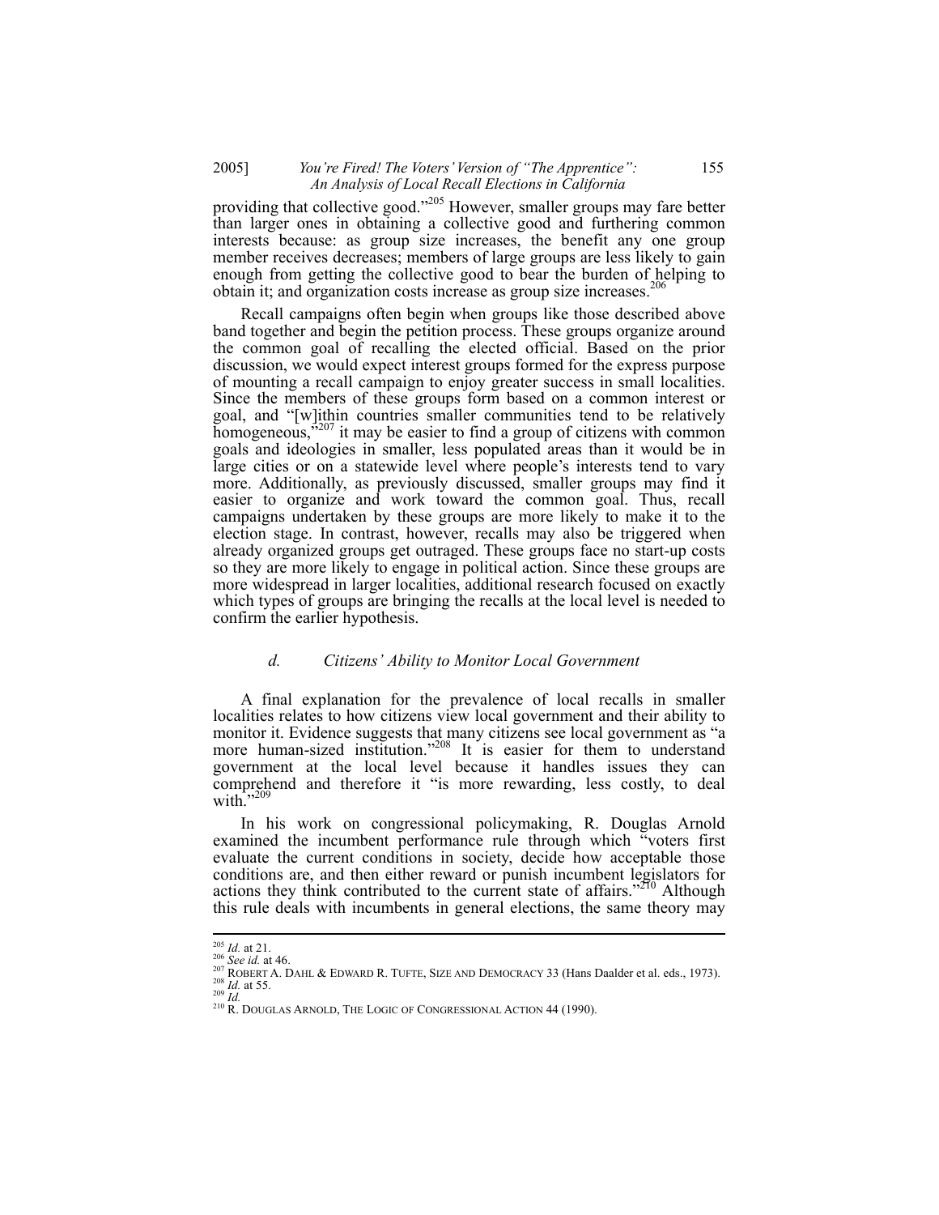providing that collective good."[205] However, smaller groups may fare better than larger ones in obtaining a collective good and furthering common interests because: as group size increases, the benefit any one group member receives decreases; members of large groups are less likely to gain enough from getting the collective good to bear the burden of helping to obtain it; and organization costs increase as group size increases.[206]

Recall campaigns often begin when groups like those described above band together and begin the petition process. These groups organize around the common goal of recalling the elected official. Based on the prior discussion, we would expect interest groups formed for the express purpose of mounting a recall campaign to enjoy greater success in small localities. Since the members of these groups form based on a common interest or goal, and "[w]ithin countries smaller communities tend to be relatively homogeneous,"[207] it may be easier to find a group of citizens with common goals and ideologies in smaller, less populated areas than it would be in large cities or on a statewide level where people's interests tend to vary more. Additionally, as previously discussed, smaller groups may find it easier to organize and work toward the common goal. Thus, recall campaigns undertaken by these groups are more likely to make it to the election stage. In contrast, however, recalls may also be triggered when already organized groups get outraged. These groups face no start-up costs so they are more likely to engage in political action. Since these groups are more widespread in larger localities, additional research focused on exactly which types of groups are bringing the recalls at the local level is needed to confirm the earlier hypothesis.

#### *d. Citizens' Ability to Monitor Local Government*

A final explanation for the prevalence of local recalls in smaller localities relates to how citizens view local government and their ability to monitor it. Evidence suggests that many citizens see local government as "a more human-sized institution."[208] It is easier for them to understand government at the local level because it handles issues they can comprehend and therefore it "is more rewarding, less costly, to deal with."[209]

In his work on congressional policymaking, R. Douglas Arnold examined the incumbent performance rule through which "voters first evaluate the current conditions in society, decide how acceptable those conditions are, and then either reward or punish incumbent legislators for actions they think contributed to the current state of affairs."[210] Although this rule deals with incumbents in general elections, the same theory may

---

[205] *Id.* at 21.
[206] *See id.* at 46.
[207] ROBERT A. DAHL & EDWARD R. TUFTE, SIZE AND DEMOCRACY 33 (Hans Daalder et al. eds., 1973).
[208] *Id.* at 55.
[209] *Id.*
[210] R. DOUGLAS ARNOLD, THE LOGIC OF CONGRESSIONAL ACTION 44 (1990).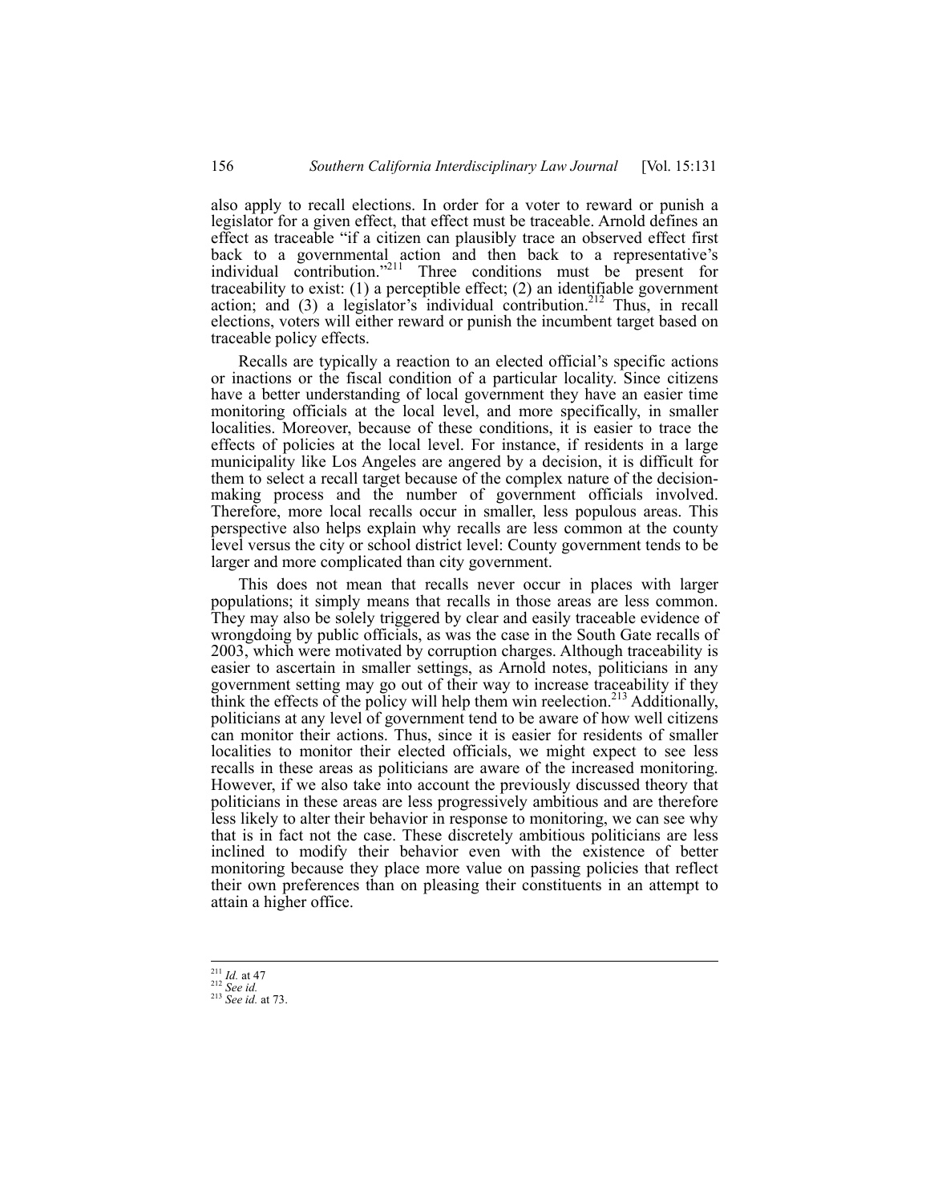also apply to recall elections. In order for a voter to reward or punish a legislator for a given effect, that effect must be traceable. Arnold defines an effect as traceable "if a citizen can plausibly trace an observed effect first back to a governmental action and then back to a representative's individual contribution."[211] Three conditions must be present for traceability to exist: (1) a perceptible effect; (2) an identifiable government action; and (3) a legislator's individual contribution.[212] Thus, in recall elections, voters will either reward or punish the incumbent target based on traceable policy effects.

Recalls are typically a reaction to an elected official's specific actions or inactions or the fiscal condition of a particular locality. Since citizens have a better understanding of local government they have an easier time monitoring officials at the local level, and more specifically, in smaller localities. Moreover, because of these conditions, it is easier to trace the effects of policies at the local level. For instance, if residents in a large municipality like Los Angeles are angered by a decision, it is difficult for them to select a recall target because of the complex nature of the decision-making process and the number of government officials involved. Therefore, more local recalls occur in smaller, less populous areas. This perspective also helps explain why recalls are less common at the county level versus the city or school district level: County government tends to be larger and more complicated than city government.

This does not mean that recalls never occur in places with larger populations; it simply means that recalls in those areas are less common. They may also be solely triggered by clear and easily traceable evidence of wrongdoing by public officials, as was the case in the South Gate recalls of 2003, which were motivated by corruption charges. Although traceability is easier to ascertain in smaller settings, as Arnold notes, politicians in any government setting may go out of their way to increase traceability if they think the effects of the policy will help them win reelection.[213] Additionally, politicians at any level of government tend to be aware of how well citizens can monitor their actions. Thus, since it is easier for residents of smaller localities to monitor their elected officials, we might expect to see less recalls in these areas as politicians are aware of the increased monitoring. However, if we also take into account the previously discussed theory that politicians in these areas are less progressively ambitious and are therefore less likely to alter their behavior in response to monitoring, we can see why that is in fact not the case. These discretely ambitious politicians are less inclined to modify their behavior even with the existence of better monitoring because they place more value on passing policies that reflect their own preferences than on pleasing their constituents in an attempt to attain a higher office.

---

[211] *Id.* at 47

[212] *See id.*

[213] *See id.* at 73.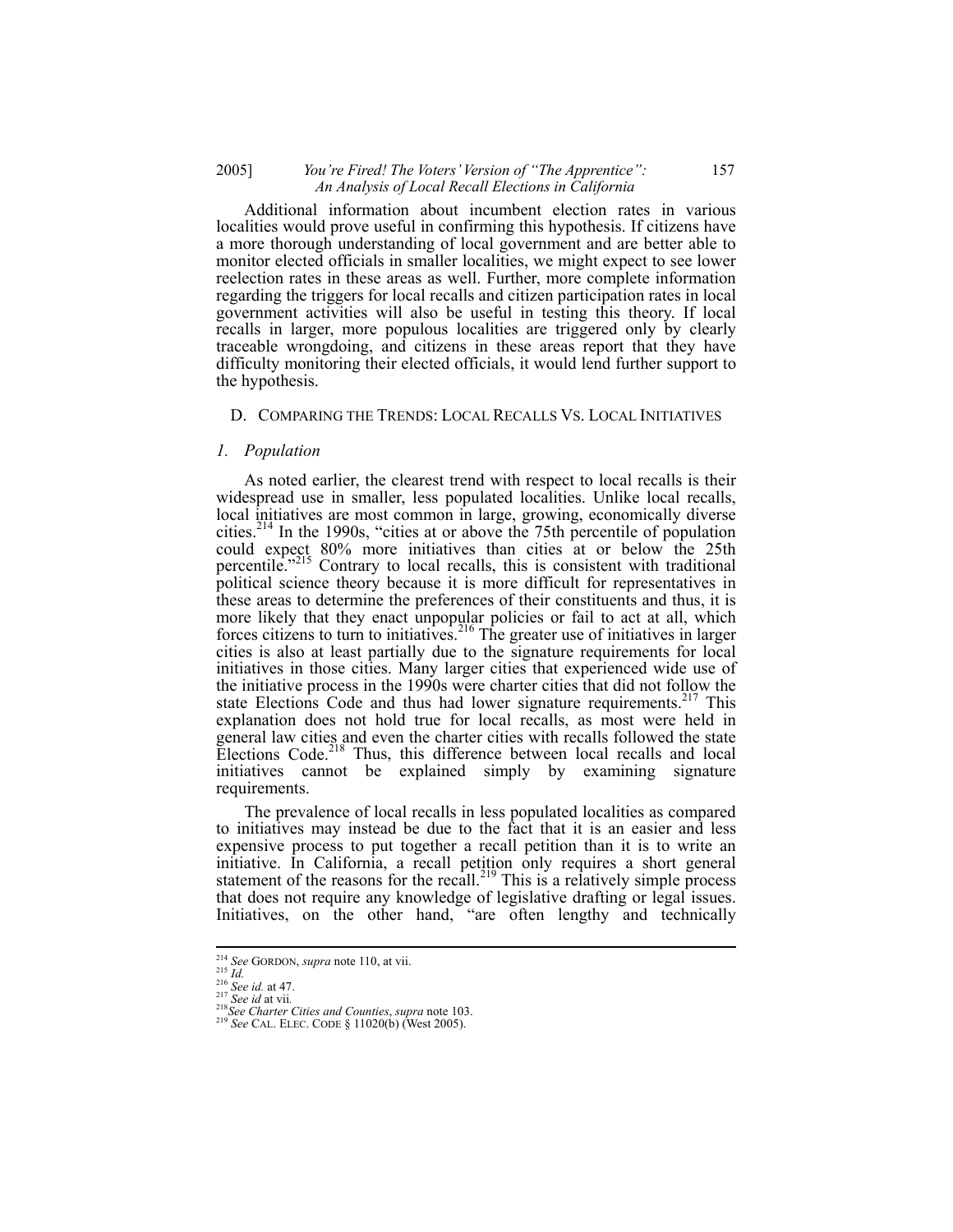Additional information about incumbent election rates in various localities would prove useful in confirming this hypothesis. If citizens have a more thorough understanding of local government and are better able to monitor elected officials in smaller localities, we might expect to see lower reelection rates in these areas as well. Further, more complete information regarding the triggers for local recalls and citizen participation rates in local government activities will also be useful in testing this theory. If local recalls in larger, more populous localities are triggered only by clearly traceable wrongdoing, and citizens in these areas report that they have difficulty monitoring their elected officials, it would lend further support to the hypothesis.

## D. Comparing the Trends: Local Recalls Vs. Local Initiatives

### *1. Population*

As noted earlier, the clearest trend with respect to local recalls is their widespread use in smaller, less populated localities. Unlike local recalls, local initiatives are most common in large, growing, economically diverse cities.[214] In the 1990s, "cities at or above the 75th percentile of population could expect 80% more initiatives than cities at or below the 25th percentile."[215] Contrary to local recalls, this is consistent with traditional political science theory because it is more difficult for representatives in these areas to determine the preferences of their constituents and thus, it is more likely that they enact unpopular policies or fail to act at all, which forces citizens to turn to initiatives.[216] The greater use of initiatives in larger cities is also at least partially due to the signature requirements for local initiatives in those cities. Many larger cities that experienced wide use of the initiative process in the 1990s were charter cities that did not follow the state Elections Code and thus had lower signature requirements.[217] This explanation does not hold true for local recalls, as most were held in general law cities and even the charter cities with recalls followed the state Elections Code.[218] Thus, this difference between local recalls and local initiatives cannot be explained simply by examining signature requirements.

The prevalence of local recalls in less populated localities as compared to initiatives may instead be due to the fact that it is an easier and less expensive process to put together a recall petition than it is to write an initiative. In California, a recall petition only requires a short general statement of the reasons for the recall.[219] This is a relatively simple process that does not require any knowledge of legislative drafting or legal issues. Initiatives, on the other hand, "are often lengthy and technically

---

[214] *See* GORDON, *supra* note 110, at vii.
[215] *Id.*
[216] *See id.* at 47.
[217] *See id* at vii.
[218] *See Charter Cities and Counties*, *supra* note 103.
[219] *See* CAL. ELEC. CODE § 11020(b) (West 2005).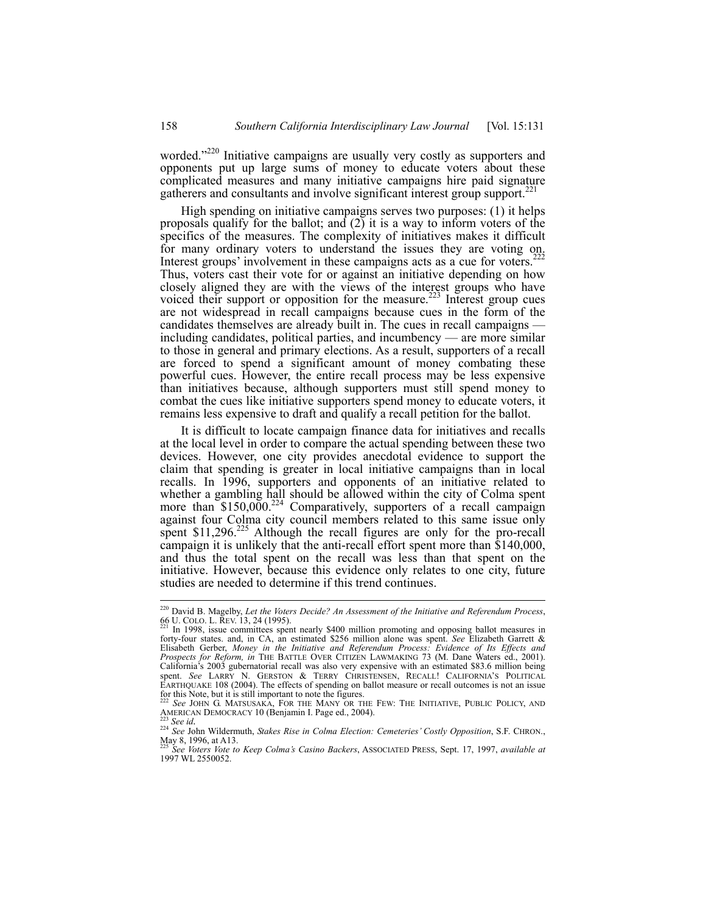worded."[220] Initiative campaigns are usually very costly as supporters and opponents put up large sums of money to educate voters about these complicated measures and many initiative campaigns hire paid signature gatherers and consultants and involve significant interest group support.[221]

High spending on initiative campaigns serves two purposes: (1) it helps proposals qualify for the ballot; and (2) it is a way to inform voters of the specifics of the measures. The complexity of initiatives makes it difficult for many ordinary voters to understand the issues they are voting on. Interest groups' involvement in these campaigns acts as a cue for voters.[222] Thus, voters cast their vote for or against an initiative depending on how closely aligned they are with the views of the interest groups who have voiced their support or opposition for the measure.[223] Interest group cues are not widespread in recall campaigns because cues in the form of the candidates themselves are already built in. The cues in recall campaigns — including candidates, political parties, and incumbency — are more similar to those in general and primary elections. As a result, supporters of a recall are forced to spend a significant amount of money combating these powerful cues. However, the entire recall process may be less expensive than initiatives because, although supporters must still spend money to combat the cues like initiative supporters spend money to educate voters, it remains less expensive to draft and qualify a recall petition for the ballot.

It is difficult to locate campaign finance data for initiatives and recalls at the local level in order to compare the actual spending between these two devices. However, one city provides anecdotal evidence to support the claim that spending is greater in local initiative campaigns than in local recalls. In 1996, supporters and opponents of an initiative related to whether a gambling hall should be allowed within the city of Colma spent more than $150,000.[224] Comparatively, supporters of a recall campaign against four Colma city council members related to this same issue only spent $11,296.[225] Although the recall figures are only for the pro-recall campaign it is unlikely that the anti-recall effort spent more than $140,000, and thus the total spent on the recall was less than that spent on the initiative. However, because this evidence only relates to one city, future studies are needed to determine if this trend continues.

---

[220] David B. Magelby, *Let the Voters Decide? An Assessment of the Initiative and Referendum Process*, 66 U. COLO. L. REV. 13, 24 (1995).

[221] In 1998, issue committees spent nearly $400 million promoting and opposing ballot measures in forty-four states. and, in CA, an estimated $256 million alone was spent. *See* Elizabeth Garrett & Elisabeth Gerber, *Money in the Initiative and Referendum Process: Evidence of Its Effects and Prospects for Reform, in* THE BATTLE OVER CITIZEN LAWMAKING 73 (M. Dane Waters ed., 2001). California's 2003 gubernatorial recall was also very expensive with an estimated $83.6 million being spent. *See* LARRY N. GERSTON & TERRY CHRISTENSEN, RECALL! CALIFORNIA'S POLITICAL EARTHQUAKE 108 (2004). The effects of spending on ballot measure or recall outcomes is not an issue for this Note, but it is still important to note the figures.

[222] *See* JOHN G. MATSUSAKA, FOR THE MANY OR THE FEW: THE INITIATIVE, PUBLIC POLICY, AND AMERICAN DEMOCRACY 10 (Benjamin I. Page ed., 2004).

[223] *See id*.

[224] *See* John Wildermuth, *Stakes Rise in Colma Election: Cemeteries' Costly Opposition*, S.F. CHRON., May 8, 1996, at A13.

[225] *See Voters Vote to Keep Colma's Casino Backers*, ASSOCIATED PRESS, Sept. 17, 1997, *available at* 1997 WL 2550052.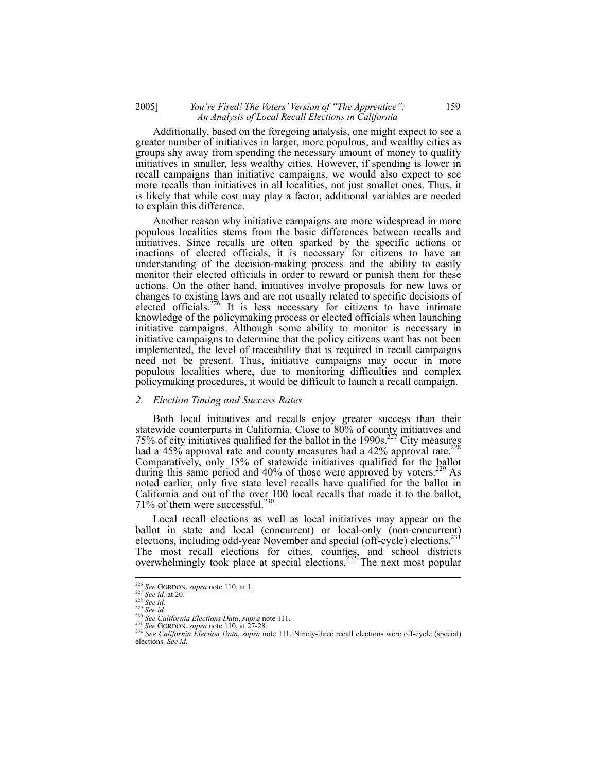Additionally, based on the foregoing analysis, one might expect to see a greater number of initiatives in larger, more populous, and wealthy cities as groups shy away from spending the necessary amount of money to qualify initiatives in smaller, less wealthy cities. However, if spending is lower in recall campaigns than initiative campaigns, we would also expect to see more recalls than initiatives in all localities, not just smaller ones. Thus, it is likely that while cost may play a factor, additional variables are needed to explain this difference.

Another reason why initiative campaigns are more widespread in more populous localities stems from the basic differences between recalls and initiatives. Since recalls are often sparked by the specific actions or inactions of elected officials, it is necessary for citizens to have an understanding of the decision-making process and the ability to easily monitor their elected officials in order to reward or punish them for these actions. On the other hand, initiatives involve proposals for new laws or changes to existing laws and are not usually related to specific decisions of elected officials.[226] It is less necessary for citizens to have intimate knowledge of the policymaking process or elected officials when launching initiative campaigns. Although some ability to monitor is necessary in initiative campaigns to determine that the policy citizens want has not been implemented, the level of traceability that is required in recall campaigns need not be present. Thus, initiative campaigns may occur in more populous localities where, due to monitoring difficulties and complex policymaking procedures, it would be difficult to launch a recall campaign.

### *2. Election Timing and Success Rates*

Both local initiatives and recalls enjoy greater success than their statewide counterparts in California. Close to 80% of county initiatives and 75% of city initiatives qualified for the ballot in the 1990s.[227] City measures had a 45% approval rate and county measures had a 42% approval rate.[228] Comparatively, only 15% of statewide initiatives qualified for the ballot during this same period and 40% of those were approved by voters.[229] As noted earlier, only five state level recalls have qualified for the ballot in California and out of the over 100 local recalls that made it to the ballot, 71% of them were successful.[230]

Local recall elections as well as local initiatives may appear on the ballot in state and local (concurrent) or local-only (non-concurrent) elections, including odd-year November and special (off-cycle) elections.[231] The most recall elections for cities, counties, and school districts overwhelmingly took place at special elections.[232] The next most popular

---

[226] *See* GORDON, *supra* note 110, at 1.
[227] *See id.* at 20.
[228] *See id.*
[229] *See id.*
[230] *See California Elections Data*, *supra* note 111.
[231] *See* GORDON, *supra* note 110, at 27-28.
[232] *See California Election Data*, *supra* note 111. Ninety-three recall elections were off-cycle (special) elections. *See id.*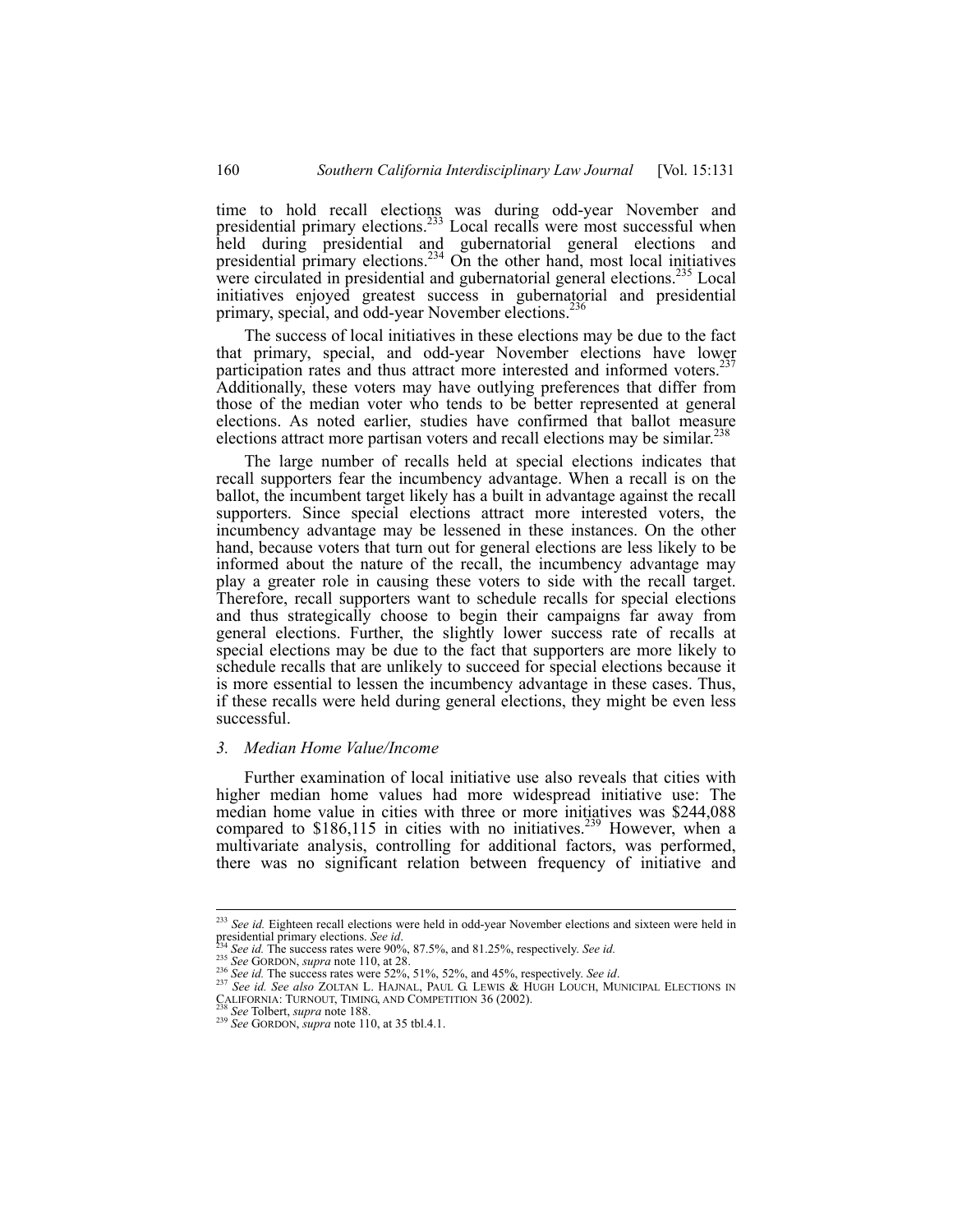time to hold recall elections was during odd-year November and presidential primary elections.[233] Local recalls were most successful when held during presidential and gubernatorial general elections and presidential primary elections.[234] On the other hand, most local initiatives were circulated in presidential and gubernatorial general elections.[235] Local initiatives enjoyed greatest success in gubernatorial and presidential primary, special, and odd-year November elections.[236]

The success of local initiatives in these elections may be due to the fact that primary, special, and odd-year November elections have lower participation rates and thus attract more interested and informed voters.[237] Additionally, these voters may have outlying preferences that differ from those of the median voter who tends to be better represented at general elections. As noted earlier, studies have confirmed that ballot measure elections attract more partisan voters and recall elections may be similar.[238]

The large number of recalls held at special elections indicates that recall supporters fear the incumbency advantage. When a recall is on the ballot, the incumbent target likely has a built in advantage against the recall supporters. Since special elections attract more interested voters, the incumbency advantage may be lessened in these instances. On the other hand, because voters that turn out for general elections are less likely to be informed about the nature of the recall, the incumbency advantage may play a greater role in causing these voters to side with the recall target. Therefore, recall supporters want to schedule recalls for special elections and thus strategically choose to begin their campaigns far away from general elections. Further, the slightly lower success rate of recalls at special elections may be due to the fact that supporters are more likely to schedule recalls that are unlikely to succeed for special elections because it is more essential to lessen the incumbency advantage in these cases. Thus, if these recalls were held during general elections, they might be even less successful.

### 3. *Median Home Value/Income*

Further examination of local initiative use also reveals that cities with higher median home values had more widespread initiative use: The median home value in cities with three or more initiatives was $244,088 compared to $186,115 in cities with no initiatives.[239] However, when a multivariate analysis, controlling for additional factors, was performed, there was no significant relation between frequency of initiative and

---

[233] *See id.* Eighteen recall elections were held in odd-year November elections and sixteen were held in presidential primary elections. *See id.*

[234] *See id.* The success rates were 90%, 87.5%, and 81.25%, respectively. *See id.*

[235] *See* GORDON, *supra* note 110, at 28.

[236] *See id.* The success rates were 52%, 51%, 52%, and 45%, respectively. *See id*.

[237] *See id. See also* ZOLTAN L. HAJNAL, PAUL G. LEWIS & HUGH LOUCH, MUNICIPAL ELECTIONS IN CALIFORNIA: TURNOUT, TIMING, AND COMPETITION 36 (2002).

[238] *See* Tolbert, *supra* note 188.

[239] *See* GORDON, *supra* note 110, at 35 tbl.4.1.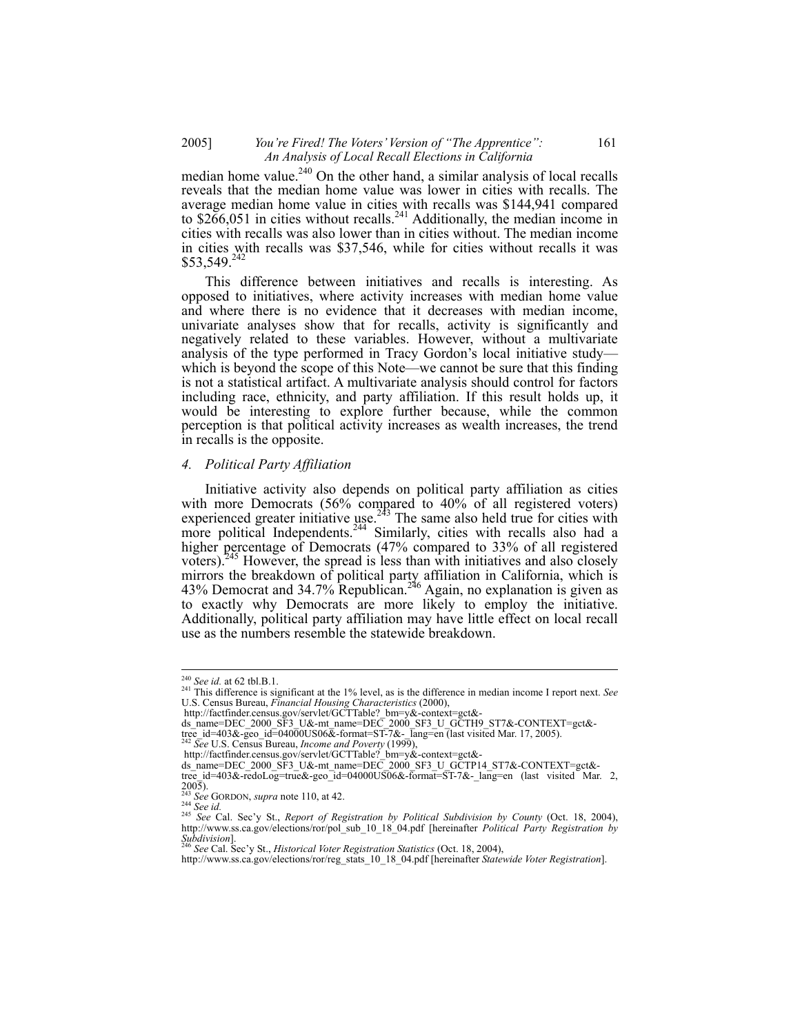median home value.[240] On the other hand, a similar analysis of local recalls reveals that the median home value was lower in cities with recalls. The average median home value in cities with recalls was $144,941 compared to $266,051 in cities without recalls.[241] Additionally, the median income in cities with recalls was also lower than in cities without. The median income in cities with recalls was $37,546, while for cities without recalls it was $53,549.[242]

This difference between initiatives and recalls is interesting. As opposed to initiatives, where activity increases with median home value and where there is no evidence that it decreases with median income, univariate analyses show that for recalls, activity is significantly and negatively related to these variables. However, without a multivariate analysis of the type performed in Tracy Gordon's local initiative study—which is beyond the scope of this Note—we cannot be sure that this finding is not a statistical artifact. A multivariate analysis should control for factors including race, ethnicity, and party affiliation. If this result holds up, it would be interesting to explore further because, while the common perception is that political activity increases as wealth increases, the trend in recalls is the opposite.

#### *4. Political Party Affiliation*

Initiative activity also depends on political party affiliation as cities with more Democrats (56% compared to 40% of all registered voters) experienced greater initiative use.[243] The same also held true for cities with more political Independents.[244] Similarly, cities with recalls also had a higher percentage of Democrats (47% compared to 33% of all registered voters).[245] However, the spread is less than with initiatives and also closely mirrors the breakdown of political party affiliation in California, which is 43% Democrat and 34.7% Republican.[246] Again, no explanation is given as to exactly why Democrats are more likely to employ the initiative. Additionally, political party affiliation may have little effect on local recall use as the numbers resemble the statewide breakdown.

---

[240] *See id.* at 62 tbl.B.1.

[241] This difference is significant at the 1% level, as is the difference in median income I report next. *See* U.S. Census Bureau, *Financial Housing Characteristics* (2000), http://factfinder.census.gov/servlet/GCTTable?_bm=y&-context=gct&-ds_name=DEC_2000_SF3_U&-mt_name=DEC_2000_SF3_U_GCTH9_ST7&-CONTEXT=gct&-tree_id=403&-geo_id=04000US06&-format=ST-7&-_lang=en (last visited Mar. 17, 2005).

[242] *See* U.S. Census Bureau, *Income and Poverty* (1999), http://factfinder.census.gov/servlet/GCTTable?_bm=y&-context=gct&-ds_name=DEC_2000_SF3_U&-mt_name=DEC_2000_SF3_U_GCTP14_ST7&-CONTEXT=gct&-tree_id=403&-redoLog=true&-geo_id=04000US06&-format=ST-7&-_lang=en (last visited Mar. 2, 2005).

[243] *See* GORDON, *supra* note 110, at 42.

[244] *See id.*

[245] *See* Cal. Sec'y St., *Report of Registration by Political Subdivision by County* (Oct. 18, 2004), http://www.ss.ca.gov/elections/ror/pol_sub_10_18_04.pdf [hereinafter *Political Party Registration by Subdivision*].

[246] *See* Cal. Sec'y St., *Historical Voter Registration Statistics* (Oct. 18, 2004), http://www.ss.ca.gov/elections/ror/reg_stats_10_18_04.pdf [hereinafter *Statewide Voter Registration*].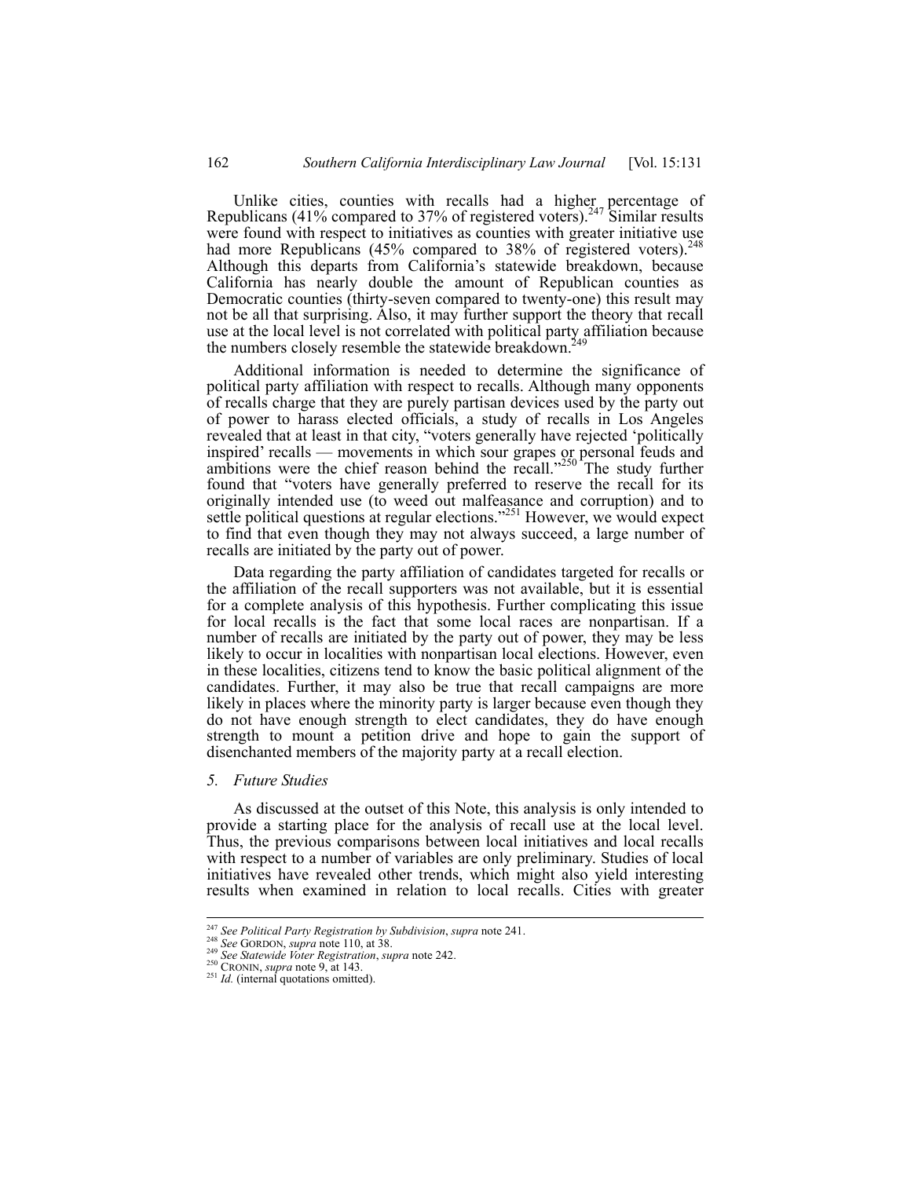Unlike cities, counties with recalls had a higher percentage of Republicans (41% compared to 37% of registered voters).[247] Similar results were found with respect to initiatives as counties with greater initiative use had more Republicans (45% compared to 38% of registered voters).[248] Although this departs from California's statewide breakdown, because California has nearly double the amount of Republican counties as Democratic counties (thirty-seven compared to twenty-one) this result may not be all that surprising. Also, it may further support the theory that recall use at the local level is not correlated with political party affiliation because the numbers closely resemble the statewide breakdown.[249]

Additional information is needed to determine the significance of political party affiliation with respect to recalls. Although many opponents of recalls charge that they are purely partisan devices used by the party out of power to harass elected officials, a study of recalls in Los Angeles revealed that at least in that city, "voters generally have rejected 'politically inspired' recalls — movements in which sour grapes or personal feuds and ambitions were the chief reason behind the recall."[250] The study further found that "voters have generally preferred to reserve the recall for its originally intended use (to weed out malfeasance and corruption) and to settle political questions at regular elections."[251] However, we would expect to find that even though they may not always succeed, a large number of recalls are initiated by the party out of power.

Data regarding the party affiliation of candidates targeted for recalls or the affiliation of the recall supporters was not available, but it is essential for a complete analysis of this hypothesis. Further complicating this issue for local recalls is the fact that some local races are nonpartisan. If a number of recalls are initiated by the party out of power, they may be less likely to occur in localities with nonpartisan local elections. However, even in these localities, citizens tend to know the basic political alignment of the candidates. Further, it may also be true that recall campaigns are more likely in places where the minority party is larger because even though they do not have enough strength to elect candidates, they do have enough strength to mount a petition drive and hope to gain the support of disenchanted members of the majority party at a recall election.

### *5. Future Studies*

As discussed at the outset of this Note, this analysis is only intended to provide a starting place for the analysis of recall use at the local level. Thus, the previous comparisons between local initiatives and local recalls with respect to a number of variables are only preliminary. Studies of local initiatives have revealed other trends, which might also yield interesting results when examined in relation to local recalls. Cities with greater

---

[247] *See Political Party Registration by Subdivision*, *supra* note 241.
[248] *See* GORDON, *supra* note 110, at 38.
[249] *See Statewide Voter Registration*, *supra* note 242.
[250] CRONIN, *supra* note 9, at 143.
[251] *Id.* (internal quotations omitted).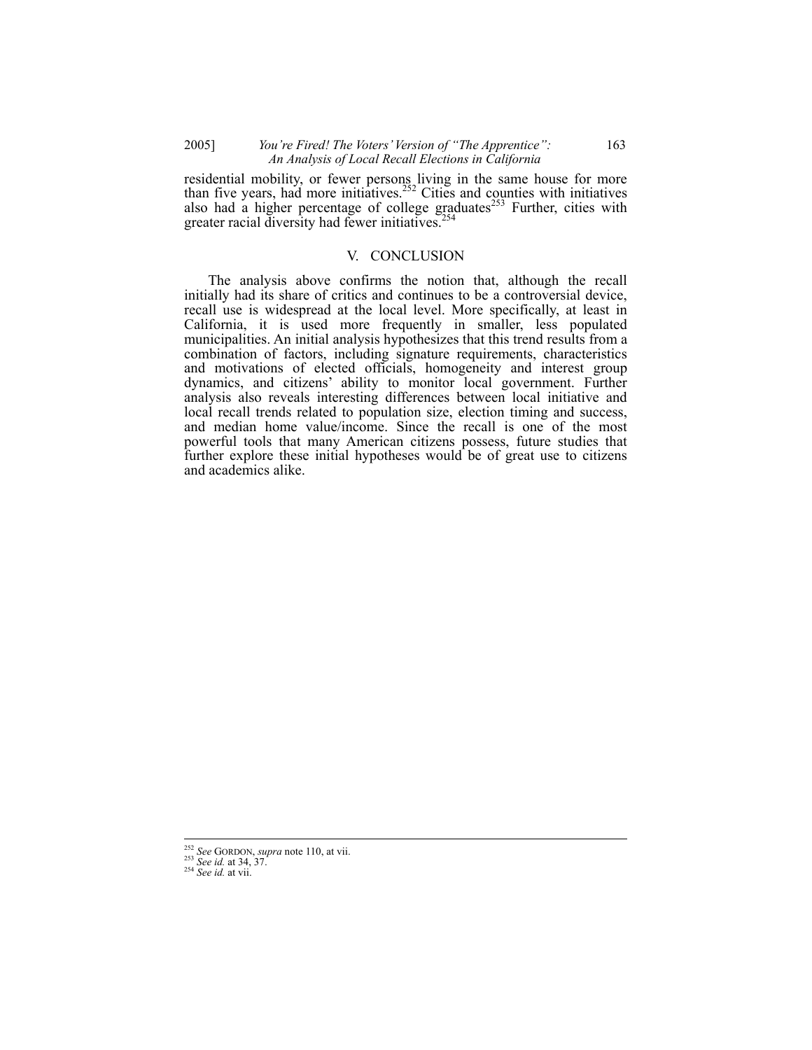residential mobility, or fewer persons living in the same house for more than five years, had more initiatives.[252] Cities and counties with initiatives also had a higher percentage of college graduates[253] Further, cities with greater racial diversity had fewer initiatives.[254]

## V. CONCLUSION

The analysis above confirms the notion that, although the recall initially had its share of critics and continues to be a controversial device, recall use is widespread at the local level. More specifically, at least in California, it is used more frequently in smaller, less populated municipalities. An initial analysis hypothesizes that this trend results from a combination of factors, including signature requirements, characteristics and motivations of elected officials, homogeneity and interest group dynamics, and citizens' ability to monitor local government. Further analysis also reveals interesting differences between local initiative and local recall trends related to population size, election timing and success, and median home value/income. Since the recall is one of the most powerful tools that many American citizens possess, future studies that further explore these initial hypotheses would be of great use to citizens and academics alike.

---

[252] *See* GORDON, *supra* note 110, at vii.
[253] *See id.* at 34, 37.
[254] *See id.* at vii.